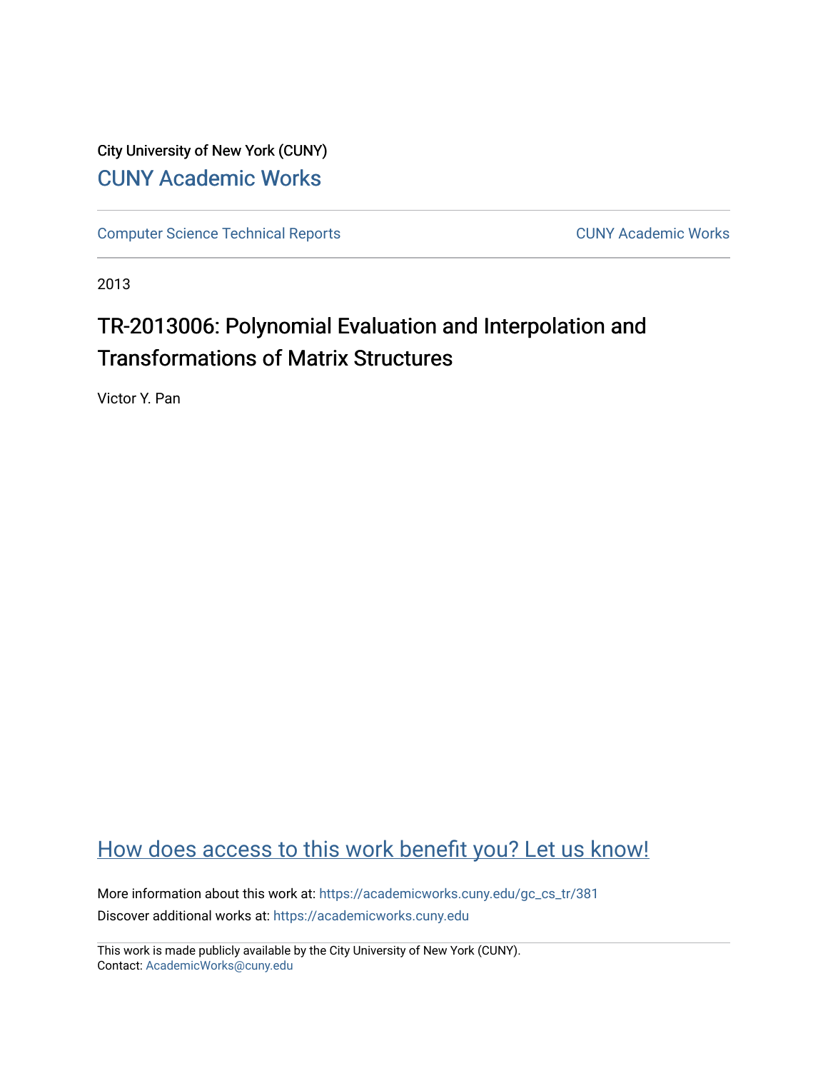City University of New York (CUNY)

CUNY Academic Works

Computer Science Technical Reports

CUNY Academic Works

2013

# TR-2013006: Polynomial Evaluation and Interpolation and Transformations of Matrix Structures

Victor Y. Pan

How does access to this work benefit you? Let us know!

More information about this work at: https://academicworks.cuny.edu/gc_cs_tr/381

Discover additional works at: https://academicworks.cuny.edu

This work is made publicly available by the City University of New York (CUNY).
Contact: AcademicWorks@cuny.edu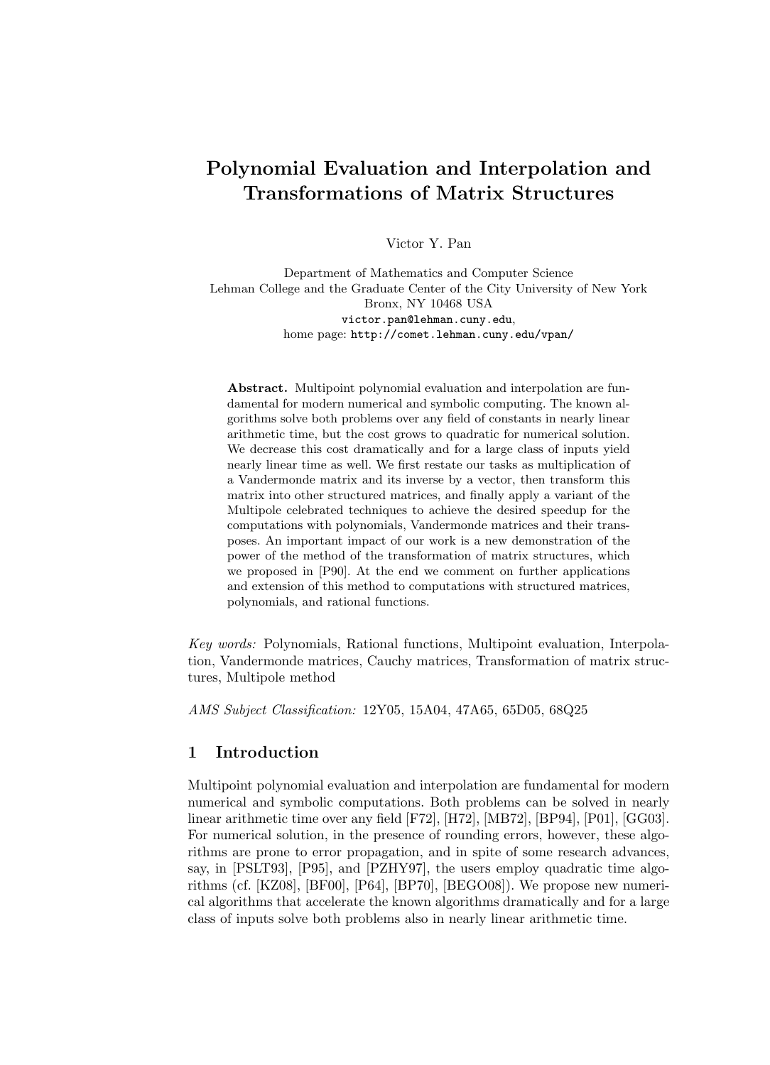# Polynomial Evaluation and Interpolation and Transformations of Matrix Structures

Victor Y. Pan

Department of Mathematics and Computer Science
Lehman College and the Graduate Center of the City University of New York
Bronx, NY 10468 USA
victor.pan@lehman.cuny.edu,
home page: http://comet.lehman.cuny.edu/vpan/

**Abstract.** Multipoint polynomial evaluation and interpolation are fundamental for modern numerical and symbolic computing. The known algorithms solve both problems over any field of constants in nearly linear arithmetic time, but the cost grows to quadratic for numerical solution. We decrease this cost dramatically and for a large class of inputs yield nearly linear time as well. We first restate our tasks as multiplication of a Vandermonde matrix and its inverse by a vector, then transform this matrix into other structured matrices, and finally apply a variant of the Multipole celebrated techniques to achieve the desired speedup for the computations with polynomials, Vandermonde matrices and their transposes. An important impact of our work is a new demonstration of the power of the method of the transformation of matrix structures, which we proposed in [P90]. At the end we comment on further applications and extension of this method to computations with structured matrices, polynomials, and rational functions.

*Key words:* Polynomials, Rational functions, Multipoint evaluation, Interpolation, Vandermonde matrices, Cauchy matrices, Transformation of matrix structures, Multipole method

*AMS Subject Classification:* 12Y05, 15A04, 47A65, 65D05, 68Q25

## 1 Introduction

Multipoint polynomial evaluation and interpolation are fundamental for modern numerical and symbolic computations. Both problems can be solved in nearly linear arithmetic time over any field [F72], [H72], [MB72], [BP94], [P01], [GG03]. For numerical solution, in the presence of rounding errors, however, these algorithms are prone to error propagation, and in spite of some research advances, say, in [PSLT93], [P95], and [PZHY97], the users employ quadratic time algorithms (cf. [KZ08], [BF00], [P64], [BP70], [BEGO08]). We propose new numerical algorithms that accelerate the known algorithms dramatically and for a large class of inputs solve both problems also in nearly linear arithmetic time.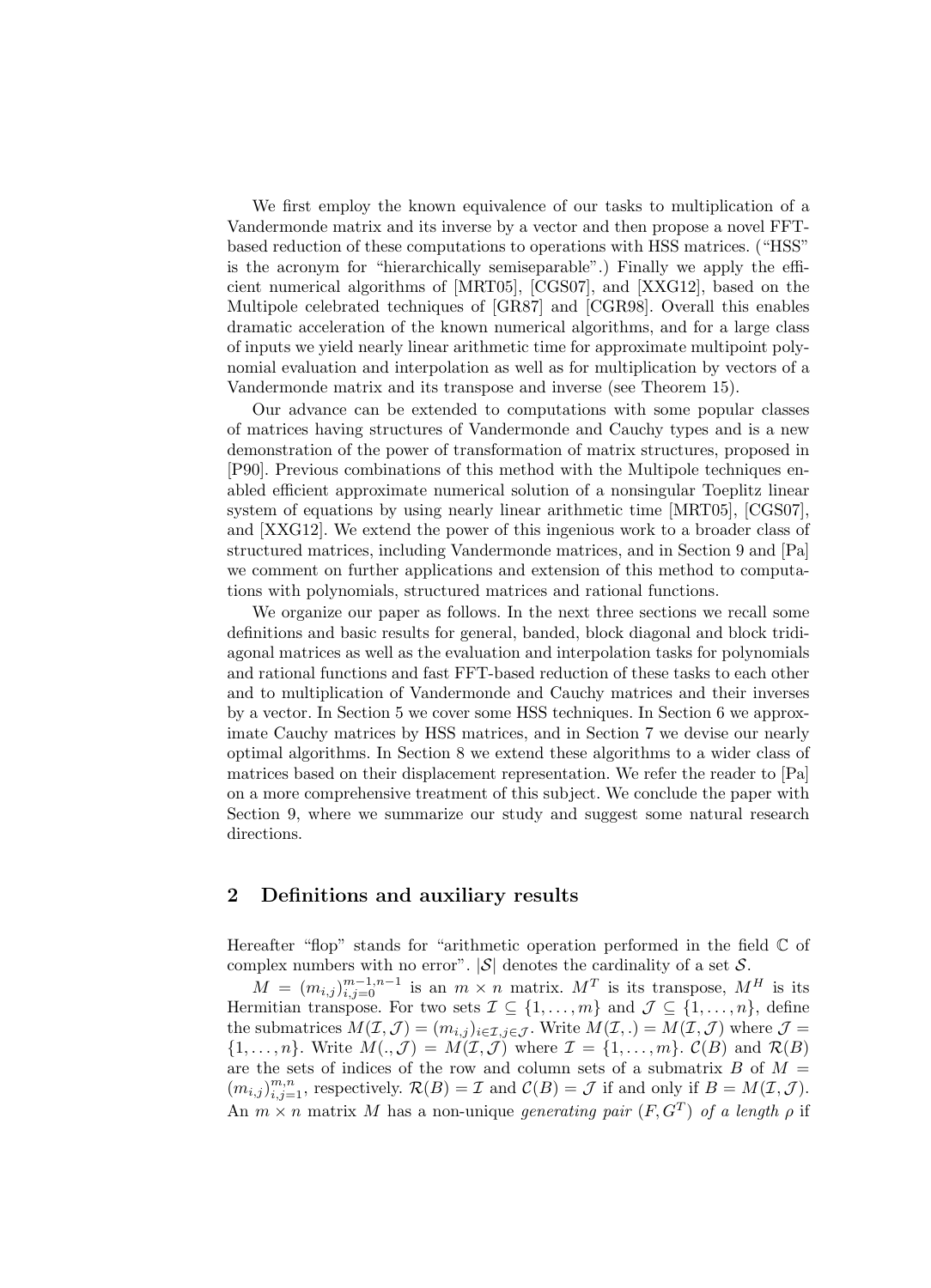We first employ the known equivalence of our tasks to multiplication of a Vandermonde matrix and its inverse by a vector and then propose a novel FFT-based reduction of these computations to operations with HSS matrices. ("HSS" is the acronym for "hierarchically semiseparable".) Finally we apply the efficient numerical algorithms of [MRT05], [CGS07], and [XXG12], based on the Multipole celebrated techniques of [GR87] and [CGR98]. Overall this enables dramatic acceleration of the known numerical algorithms, and for a large class of inputs we yield nearly linear arithmetic time for approximate multipoint polynomial evaluation and interpolation as well as for multiplication by vectors of a Vandermonde matrix and its transpose and inverse (see Theorem 15).

Our advance can be extended to computations with some popular classes of matrices having structures of Vandermonde and Cauchy types and is a new demonstration of the power of transformation of matrix structures, proposed in [P90]. Previous combinations of this method with the Multipole techniques enabled efficient approximate numerical solution of a nonsingular Toeplitz linear system of equations by using nearly linear arithmetic time [MRT05], [CGS07], and [XXG12]. We extend the power of this ingenious work to a broader class of structured matrices, including Vandermonde matrices, and in Section 9 and [Pa] we comment on further applications and extension of this method to computations with polynomials, structured matrices and rational functions.

We organize our paper as follows. In the next three sections we recall some definitions and basic results for general, banded, block diagonal and block tridiagonal matrices as well as the evaluation and interpolation tasks for polynomials and rational functions and fast FFT-based reduction of these tasks to each other and to multiplication of Vandermonde and Cauchy matrices and their inverses by a vector. In Section 5 we cover some HSS techniques. In Section 6 we approximate Cauchy matrices by HSS matrices, and in Section 7 we devise our nearly optimal algorithms. In Section 8 we extend these algorithms to a wider class of matrices based on their displacement representation. We refer the reader to [Pa] on a more comprehensive treatment of this subject. We conclude the paper with Section 9, where we summarize our study and suggest some natural research directions.

## 2 Definitions and auxiliary results

Hereafter "flop" stands for "arithmetic operation performed in the field $\mathbb{C}$ of complex numbers with no error". $|\mathcal{S}|$ denotes the cardinality of a set $\mathcal{S}$.

$M = (m_{i,j})_{i,j=0}^{m-1,n-1}$ is an $m \times n$ matrix. $M^T$ is its transpose, $M^H$ is its Hermitian transpose. For two sets $\mathcal{I} \subseteq \{1,\ldots,m\}$ and $\mathcal{J} \subseteq \{1,\ldots,n\}$, define the submatrices $M(\mathcal{I},\mathcal{J}) = (m_{i,j})_{i\in\mathcal{I},j\in\mathcal{J}}$. Write $M(\mathcal{I},.) = M(\mathcal{I},\mathcal{J})$ where $\mathcal{J} = \{1,\ldots,n\}$. Write $M(.,\mathcal{J}) = M(\mathcal{I},\mathcal{J})$ where $\mathcal{I} = \{1,\ldots,m\}$. $\mathcal{C}(B)$ and $\mathcal{R}(B)$ are the sets of indices of the row and column sets of a submatrix $B$ of $M = (m_{i,j})_{i,j=1}^{m,n}$, respectively. $\mathcal{R}(B) = \mathcal{I}$ and $\mathcal{C}(B) = \mathcal{J}$ if and only if $B = M(\mathcal{I},\mathcal{J})$. An $m \times n$ matrix $M$ has a non-unique *generating pair* $(F, G^T)$ *of a length* $\rho$ if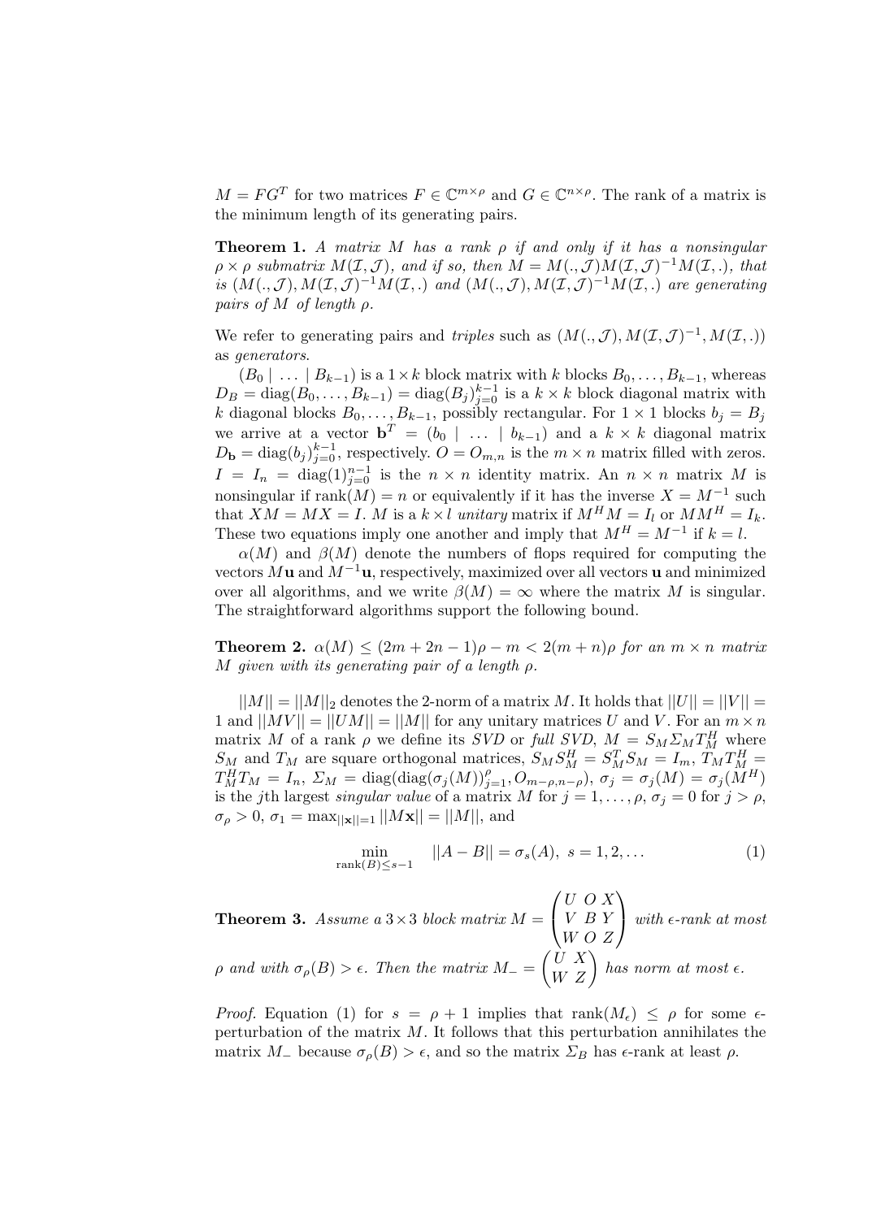$M = FG^T$ for two matrices $F \in \mathbb{C}^{m\times\rho}$ and $G \in \mathbb{C}^{n\times\rho}$. The rank of a matrix is the minimum length of its generating pairs.

**Theorem 1.** *A matrix $M$ has a rank $\rho$ if and only if it has a nonsingular $\rho \times \rho$ submatrix $M(\mathcal{I}, \mathcal{J})$, and if so, then $M = M(., \mathcal{J})M(\mathcal{I}, \mathcal{J})^{-1}M(\mathcal{I}, .)$, that is $(M(., \mathcal{J}), M(\mathcal{I}, \mathcal{J})^{-1}M(\mathcal{I}, .)$ and $(M(., \mathcal{J}), M(\mathcal{I}, \mathcal{J})^{-1}M(\mathcal{I}, .)$ are generating pairs of $M$ of length $\rho$.*

We refer to generating pairs and *triples* such as $(M(., \mathcal{J}), M(\mathcal{I}, \mathcal{J})^{-1}, M(\mathcal{I}, .))$ as *generators*.

$(B_0 \mid \ldots \mid B_{k-1})$ is a $1\times k$ block matrix with $k$ blocks $B_0, \ldots, B_{k-1}$, whereas $D_B = \text{diag}(B_0, \ldots, B_{k-1}) = \text{diag}(B_j)_{j=0}^{k-1}$ is a $k \times k$ block diagonal matrix with $k$ diagonal blocks $B_0, \ldots, B_{k-1}$, possibly rectangular. For $1 \times 1$ blocks $b_j = B_j$ we arrive at a vector $\mathbf{b}^T = (b_0 \mid \ldots \mid b_{k-1})$ and a $k \times k$ diagonal matrix $D_{\mathbf{b}} = \text{diag}(b_j)_{j=0}^{k-1}$, respectively. $O = O_{m,n}$ is the $m \times n$ matrix filled with zeros. $I = I_n = \text{diag}(1)_{j=0}^{n-1}$ is the $n \times n$ identity matrix. An $n \times n$ matrix $M$ is nonsingular if $\text{rank}(M) = n$ or equivalently if it has the inverse $X = M^{-1}$ such that $XM = MX = I$. $M$ is a $k \times l$ *unitary* matrix if $M^H M = I_l$ or $MM^H = I_k$. These two equations imply one another and imply that $M^H = M^{-1}$ if $k = l$.

$\alpha(M)$ and $\beta(M)$ denote the numbers of flops required for computing the vectors $M\mathbf{u}$ and $M^{-1}\mathbf{u}$, respectively, maximized over all vectors $\mathbf{u}$ and minimized over all algorithms, and we write $\beta(M) = \infty$ where the matrix $M$ is singular. The straightforward algorithms support the following bound.

**Theorem 2.** *$\alpha(M) \leq (2m + 2n - 1)\rho - m < 2(m + n)\rho$ for an $m \times n$ matrix $M$ given with its generating pair of a length $\rho$.*

$||M|| = ||M||_2$ denotes the 2-norm of a matrix $M$. It holds that $||U|| = ||V|| = 1$ and $||MV|| = ||UM|| = ||M||$ for any unitary matrices $U$ and $V$. For an $m \times n$ matrix $M$ of a rank $\rho$ we define its *SVD* or *full SVD*, $M = S_M \Sigma_M T_M^H$ where $S_M$ and $T_M$ are square orthogonal matrices, $S_M S_M^H = S_M^T S_M = I_m$, $T_M T_M^H = T_M^H T_M = I_n$, $\Sigma_M = \text{diag}(\text{diag}(\sigma_j(M))_{j=1}^{\rho}, O_{m-\rho,n-\rho})$, $\sigma_j = \sigma_j(M) = \sigma_j(M^H)$ is the $j$th largest *singular value* of a matrix $M$ for $j = 1, \ldots, \rho$, $\sigma_j = 0$ for $j > \rho$, $\sigma_\rho > 0$, $\sigma_1 = \max_{||\mathbf{x}||=1} ||M\mathbf{x}|| = ||M||$, and

$$\min_{\text{rank}(B)\leq s-1} ||A - B|| = \sigma_s(A), \; s = 1, 2, \ldots \tag{1}$$

**Theorem 3.** *Assume a $3\times 3$ block matrix $M = \begin{pmatrix} U & O & X \\ V & B & Y \\ W & O & Z \end{pmatrix}$ with $\epsilon$-rank at most $\rho$ and with $\sigma_\rho(B) > \epsilon$. Then the matrix $M_- = \begin{pmatrix} U & X \\ W & Z \end{pmatrix}$ has norm at most $\epsilon$.*

*Proof.* Equation (1) for $s = \rho + 1$ implies that $\text{rank}(M_\epsilon) \leq \rho$ for some $\epsilon$-perturbation of the matrix $M$. It follows that this perturbation annihilates the matrix $M_-$ because $\sigma_\rho(B) > \epsilon$, and so the matrix $\Sigma_B$ has $\epsilon$-rank at least $\rho$.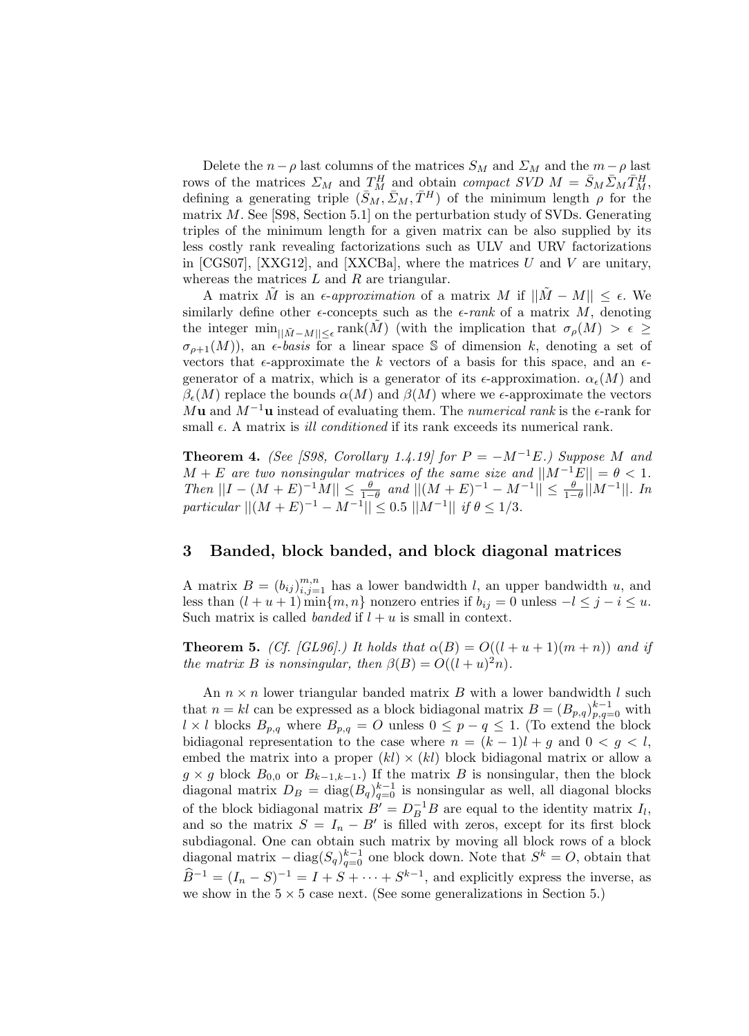Delete the $n-\rho$ last columns of the matrices $S_M$ and $\Sigma_M$ and the $m-\rho$ last rows of the matrices $\Sigma_M$ and $T_M^H$ and obtain *compact SVD* $M = \bar{S}_M \bar{\Sigma}_M \bar{T}_M^H$, defining a generating triple $(\bar{S}_M, \bar{\Sigma}_M, \bar{T}^H)$ of the minimum length $\rho$ for the matrix $M$. See [S98, Section 5.1] on the perturbation study of SVDs. Generating triples of the minimum length for a given matrix can be also supplied by its less costly rank revealing factorizations such as ULV and URV factorizations in [CGS07], [XXG12], and [XXCBa], where the matrices $U$ and $V$ are unitary, whereas the matrices $L$ and $R$ are triangular.

A matrix $\tilde{M}$ is an *$\epsilon$-approximation* of a matrix $M$ if $||\tilde{M} - M|| \le \epsilon$. We similarly define other $\epsilon$-concepts such as the *$\epsilon$-rank* of a matrix $M$, denoting the integer $\min_{||\tilde{M}-M|| \le \epsilon} \operatorname{rank}(\tilde{M})$ (with the implication that $\sigma_\rho(M) > \epsilon \ge \sigma_{\rho+1}(M)$), an *$\epsilon$-basis* for a linear space $\mathbb{S}$ of dimension $k$, denoting a set of vectors that $\epsilon$-approximate the $k$ vectors of a basis for this space, and an $\epsilon$-generator of a matrix, which is a generator of its $\epsilon$-approximation. $\alpha_\epsilon(M)$ and $\beta_\epsilon(M)$ replace the bounds $\alpha(M)$ and $\beta(M)$ where we $\epsilon$-approximate the vectors $M\mathbf{u}$ and $M^{-1}\mathbf{u}$ instead of evaluating them. The *numerical rank* is the $\epsilon$-rank for small $\epsilon$. A matrix is *ill conditioned* if its rank exceeds its numerical rank.

**Theorem 4.** *(See [S98, Corollary 1.4.19] for $P = -M^{-1}E$.) Suppose $M$ and $M+E$ are two nonsingular matrices of the same size and $||M^{-1}E|| = \theta < 1$. Then $||I - (M+E)^{-1}M|| \le \frac{\theta}{1-\theta}$ and $||(M+E)^{-1} - M^{-1}|| \le \frac{\theta}{1-\theta}||M^{-1}||$. In particular $||(M+E)^{-1} - M^{-1}|| \le 0.5\ ||M^{-1}||$ if $\theta \le 1/3$.*

## 3 Banded, block banded, and block diagonal matrices

A matrix $B = (b_{ij})_{i,j=1}^{m,n}$ has a lower bandwidth $l$, an upper bandwidth $u$, and less than $(l+u+1)\min\{m,n\}$ nonzero entries if $b_{ij} = 0$ unless $-l \le j - i \le u$. Such matrix is called *banded* if $l+u$ is small in context.

**Theorem 5.** *(Cf. [GL96].) It holds that $\alpha(B) = O((l+u+1)(m+n))$ and if the matrix $B$ is nonsingular, then $\beta(B) = O((l+u)^2 n)$.*

An $n \times n$ lower triangular banded matrix $B$ with a lower bandwidth $l$ such that $n = kl$ can be expressed as a block bidiagonal matrix $B = (B_{p,q})_{p,q=0}^{k-1}$ with $l \times l$ blocks $B_{p,q}$ where $B_{p,q} = O$ unless $0 \le p - q \le 1$. (To extend the block bidiagonal representation to the case where $n = (k-1)l + g$ and $0 < g < l$, embed the matrix into a proper $(kl) \times (kl)$ block bidiagonal matrix or allow a $g \times g$ block $B_{0,0}$ or $B_{k-1,k-1}$.) If the matrix $B$ is nonsingular, then the block diagonal matrix $D_B = \operatorname{diag}(B_q)_{q=0}^{k-1}$ is nonsingular as well, all diagonal blocks of the block bidiagonal matrix $B' = D_B^{-1}B$ are equal to the identity matrix $I_l$, and so the matrix $S = I_n - B'$ is filled with zeros, except for its first block subdiagonal. One can obtain such matrix by moving all block rows of a block diagonal matrix $-\operatorname{diag}(S_q)_{q=0}^{k-1}$ one block down. Note that $S^k = O$, obtain that $\widehat{B}^{-1} = (I_n - S)^{-1} = I + S + \cdots + S^{k-1}$, and explicitly express the inverse, as we show in the $5 \times 5$ case next. (See some generalizations in Section 5.)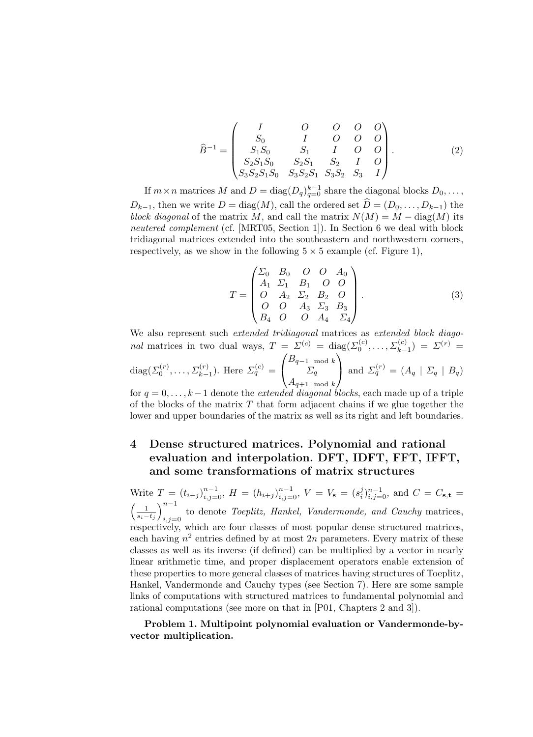$$\widehat{B}^{-1} = \begin{pmatrix} I & O & O & O & O \\ S_0 & I & O & O & O \\ S_1 S_0 & S_1 & I & O & O \\ S_2 S_1 S_0 & S_2 S_1 & S_2 & I & O \\ S_3 S_2 S_1 S_0 & S_3 S_2 S_1 & S_3 S_2 & S_3 & I \end{pmatrix}. \tag{2}$$

If $m \times n$ matrices $M$ and $D = \text{diag}(D_q)_{q=0}^{k-1}$ share the diagonal blocks $D_0, \ldots, D_{k-1}$, then we write $D = \text{diag}(M)$, call the ordered set $\widehat{D} = (D_0, \ldots, D_{k-1})$ the *block diagonal* of the matrix $M$, and call the matrix $N(M) = M - \text{diag}(M)$ its *neutered complement* (cf. [MRT05, Section 1]). In Section 6 we deal with block tridiagonal matrices extended into the southeastern and northwestern corners, respectively, as we show in the following $5 \times 5$ example (cf. Figure 1),

$$T = \begin{pmatrix} \Sigma_0 & B_0 & O & O & A_0 \\ A_1 & \Sigma_1 & B_1 & O & O \\ O & A_2 & \Sigma_2 & B_2 & O \\ O & O & A_3 & \Sigma_3 & B_3 \\ B_4 & O & O & A_4 & \Sigma_4 \end{pmatrix}. \tag{3}$$

We also represent such *extended tridiagonal* matrices as *extended block diagonal* matrices in two dual ways, $T = \Sigma^{(c)} = \text{diag}(\Sigma_0^{(c)}, \ldots, \Sigma_{k-1}^{(c)}) = \Sigma^{(r)} = \text{diag}(\Sigma_0^{(r)}, \ldots, \Sigma_{k-1}^{(r)})$. Here $\Sigma_q^{(c)} = \begin{pmatrix} B_{q-1 \mod k} \\ \Sigma_q \\ A_{q+1 \mod k} \end{pmatrix}$ and $\Sigma_q^{(r)} = (A_q \mid \Sigma_q \mid B_q)$ for $q = 0, \ldots, k-1$ denote the *extended diagonal blocks*, each made up of a triple of the blocks of the matrix $T$ that form adjacent chains if we glue together the lower and upper boundaries of the matrix as well as its right and left boundaries.

## 4 Dense structured matrices. Polynomial and rational evaluation and interpolation. DFT, IDFT, FFT, IFFT, and some transformations of matrix structures

Write $T = (t_{i-j})_{i,j=0}^{n-1}$, $H = (h_{i+j})_{i,j=0}^{n-1}$, $V = V_{\mathbf{s}} = (s_i^j)_{i,j=0}^{n-1}$, and $C = C_{\mathbf{s},\mathbf{t}} = \left(\frac{1}{s_i - t_j}\right)_{i,j=0}^{n-1}$ to denote *Toeplitz, Hankel, Vandermonde, and Cauchy* matrices, respectively, which are four classes of most popular dense structured matrices, each having $n^2$ entries defined by at most $2n$ parameters. Every matrix of these classes as well as its inverse (if defined) can be multiplied by a vector in nearly linear arithmetic time, and proper displacement operators enable extension of these properties to more general classes of matrices having structures of Toeplitz, Hankel, Vandermonde and Cauchy types (see Section 7). Here are some sample links of computations with structured matrices to fundamental polynomial and rational computations (see more on that in [P01, Chapters 2 and 3]).

**Problem 1. Multipoint polynomial evaluation or Vandermonde-by-vector multiplication.**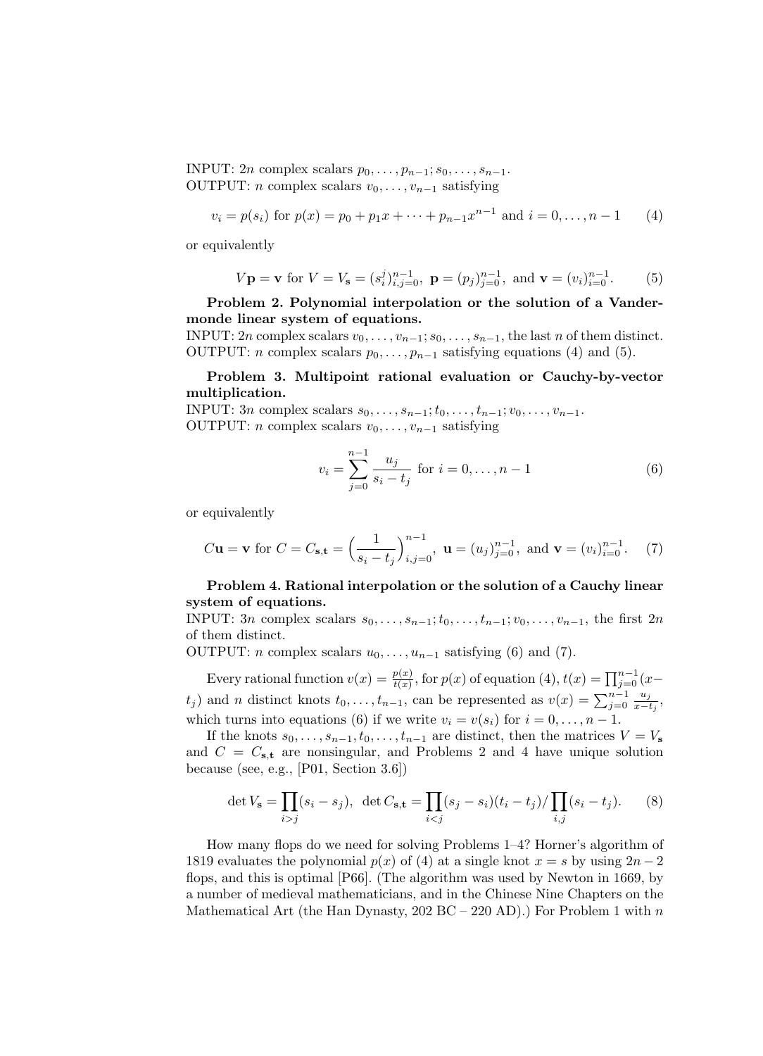INPUT: $2n$ complex scalars $p_0, \ldots, p_{n-1}; s_0, \ldots, s_{n-1}$.
OUTPUT: $n$ complex scalars $v_0, \ldots, v_{n-1}$ satisfying

$$v_i = p(s_i) \text{ for } p(x) = p_0 + p_1 x + \cdots + p_{n-1}x^{n-1} \text{ and } i = 0, \ldots, n-1 \tag{4}$$

or equivalently

$$V\mathbf{p} = \mathbf{v} \text{ for } V = V_{\mathbf{s}} = (s_i^j)_{i,j=0}^{n-1},\ \mathbf{p} = (p_j)_{j=0}^{n-1}, \text{ and } \mathbf{v} = (v_i)_{i=0}^{n-1}. \tag{5}$$

**Problem 2. Polynomial interpolation or the solution of a Vandermonde linear system of equations.**
INPUT: $2n$ complex scalars $v_0, \ldots, v_{n-1}; s_0, \ldots, s_{n-1}$, the last $n$ of them distinct.
OUTPUT: $n$ complex scalars $p_0, \ldots, p_{n-1}$ satisfying equations (4) and (5).

**Problem 3. Multipoint rational evaluation or Cauchy-by-vector multiplication.**
INPUT: $3n$ complex scalars $s_0, \ldots, s_{n-1}; t_0, \ldots, t_{n-1}; v_0, \ldots, v_{n-1}$.
OUTPUT: $n$ complex scalars $v_0, \ldots, v_{n-1}$ satisfying

$$v_i = \sum_{j=0}^{n-1} \frac{u_j}{s_i - t_j} \text{ for } i = 0, \ldots, n-1 \tag{6}$$

or equivalently

$$C\mathbf{u} = \mathbf{v} \text{ for } C = C_{\mathbf{s},\mathbf{t}} = \Big(\frac{1}{s_i - t_j}\Big)_{i,j=0}^{n-1},\ \mathbf{u} = (u_j)_{j=0}^{n-1}, \text{ and } \mathbf{v} = (v_i)_{i=0}^{n-1}. \tag{7}$$

**Problem 4. Rational interpolation or the solution of a Cauchy linear system of equations.**
INPUT: $3n$ complex scalars $s_0, \ldots, s_{n-1}; t_0, \ldots, t_{n-1}; v_0, \ldots, v_{n-1}$, the first $2n$ of them distinct.
OUTPUT: $n$ complex scalars $u_0, \ldots, u_{n-1}$ satisfying (6) and (7).

Every rational function $v(x) = \frac{p(x)}{t(x)}$, for $p(x)$ of equation (4), $t(x) = \prod_{j=0}^{n-1}(x - t_j)$ and $n$ distinct knots $t_0, \ldots, t_{n-1}$, can be represented as $v(x) = \sum_{j=0}^{n-1} \frac{u_j}{x - t_j}$, which turns into equations (6) if we write $v_i = v(s_i)$ for $i = 0, \ldots, n-1$.

If the knots $s_0, \ldots, s_{n-1}, t_0, \ldots, t_{n-1}$ are distinct, then the matrices $V = V_{\mathbf{s}}$ and $C = C_{\mathbf{s},\mathbf{t}}$ are nonsingular, and Problems 2 and 4 have unique solution because (see, e.g., [P01, Section 3.6])

$$\det V_{\mathbf{s}} = \prod_{i>j}(s_i - s_j),\ \ \det C_{\mathbf{s},\mathbf{t}} = \prod_{i<j}(s_j - s_i)(t_i - t_j) / \prod_{i,j}(s_i - t_j). \tag{8}$$

How many flops do we need for solving Problems 1–4? Horner's algorithm of 1819 evaluates the polynomial $p(x)$ of (4) at a single knot $x = s$ by using $2n - 2$ flops, and this is optimal [P66]. (The algorithm was used by Newton in 1669, by a number of medieval mathematicians, and in the Chinese Nine Chapters on the Mathematical Art (the Han Dynasty, 202 BC – 220 AD).) For Problem 1 with $n$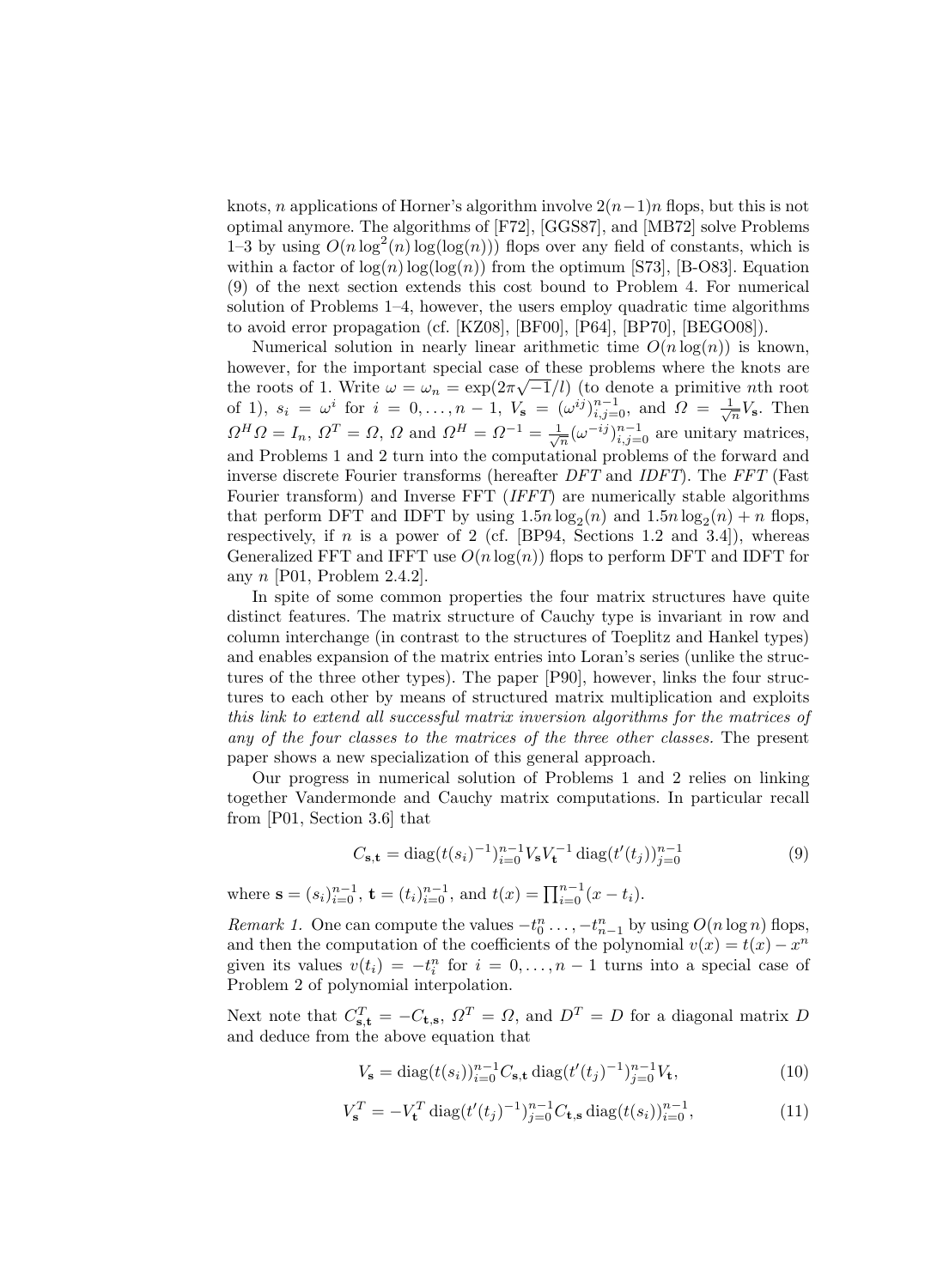knots, $n$ applications of Horner's algorithm involve $2(n-1)n$ flops, but this is not optimal anymore. The algorithms of [F72], [GGS87], and [MB72] solve Problems 1–3 by using $O(n\log^2(n)\log(\log(n)))$ flops over any field of constants, which is within a factor of $\log(n)\log(\log(n))$ from the optimum [S73], [B-O83]. Equation (9) of the next section extends this cost bound to Problem 4. For numerical solution of Problems 1–4, however, the users employ quadratic time algorithms to avoid error propagation (cf. [KZ08], [BF00], [P64], [BP70], [BEGO08]).

Numerical solution in nearly linear arithmetic time $O(n\log(n))$ is known, however, for the important special case of these problems where the knots are the roots of 1. Write $\omega = \omega_n = \exp(2\pi\sqrt{-1}/l)$ (to denote a primitive $n$th root of 1), $s_i = \omega^i$ for $i = 0,\dots,n-1$, $V_{\mathbf{s}} = (\omega^{ij})_{i,j=0}^{n-1}$, and $\Omega = \frac{1}{\sqrt{n}}V_{\mathbf{s}}$. Then $\Omega^H\Omega = I_n$, $\Omega^T = \Omega$, $\Omega$ and $\Omega^H = \Omega^{-1} = \frac{1}{\sqrt{n}}(\omega^{-ij})_{i,j=0}^{n-1}$ are unitary matrices, and Problems 1 and 2 turn into the computational problems of the forward and inverse discrete Fourier transforms (hereafter *DFT* and *IDFT*). The *FFT* (Fast Fourier transform) and Inverse FFT (*IFFT*) are numerically stable algorithms that perform DFT and IDFT by using $1.5n\log_2(n)$ and $1.5n\log_2(n)+n$ flops, respectively, if $n$ is a power of 2 (cf. [BP94, Sections 1.2 and 3.4]), whereas Generalized FFT and IFFT use $O(n\log(n))$ flops to perform DFT and IDFT for any $n$ [P01, Problem 2.4.2].

In spite of some common properties the four matrix structures have quite distinct features. The matrix structure of Cauchy type is invariant in row and column interchange (in contrast to the structures of Toeplitz and Hankel types) and enables expansion of the matrix entries into Loran's series (unlike the structures of the three other types). The paper [P90], however, links the four structures to each other by means of structured matrix multiplication and exploits *this link to extend all successful matrix inversion algorithms for the matrices of any of the four classes to the matrices of the three other classes.* The present paper shows a new specialization of this general approach.

Our progress in numerical solution of Problems 1 and 2 relies on linking together Vandermonde and Cauchy matrix computations. In particular recall from [P01, Section 3.6] that

$$C_{\mathbf{s},\mathbf{t}} = \operatorname{diag}(t(s_i)^{-1})_{i=0}^{n-1} V_{\mathbf{s}} V_{\mathbf{t}}^{-1} \operatorname{diag}(t'(t_j))_{j=0}^{n-1} \tag{9}$$

where $\mathbf{s} = (s_i)_{i=0}^{n-1}$, $\mathbf{t} = (t_i)_{i=0}^{n-1}$, and $t(x) = \prod_{i=0}^{n-1}(x-t_i)$.

*Remark 1.* One can compute the values $-t_0^n \dots, -t_{n-1}^n$ by using $O(n\log n)$ flops, and then the computation of the coefficients of the polynomial $v(x) = t(x) - x^n$ given its values $v(t_i) = -t_i^n$ for $i = 0,\dots,n-1$ turns into a special case of Problem 2 of polynomial interpolation.

Next note that $C_{\mathbf{s},\mathbf{t}}^T = -C_{\mathbf{t},\mathbf{s}}$, $\Omega^T = \Omega$, and $D^T = D$ for a diagonal matrix $D$ and deduce from the above equation that

$$V_{\mathbf{s}} = \operatorname{diag}(t(s_i))_{i=0}^{n-1} C_{\mathbf{s},\mathbf{t}} \operatorname{diag}(t'(t_j)^{-1})_{j=0}^{n-1} V_{\mathbf{t}}, \tag{10}$$

$$V_{\mathbf{s}}^T = -V_{\mathbf{t}}^T \operatorname{diag}(t'(t_j)^{-1})_{j=0}^{n-1} C_{\mathbf{t},\mathbf{s}} \operatorname{diag}(t(s_i))_{i=0}^{n-1}, \tag{11}$$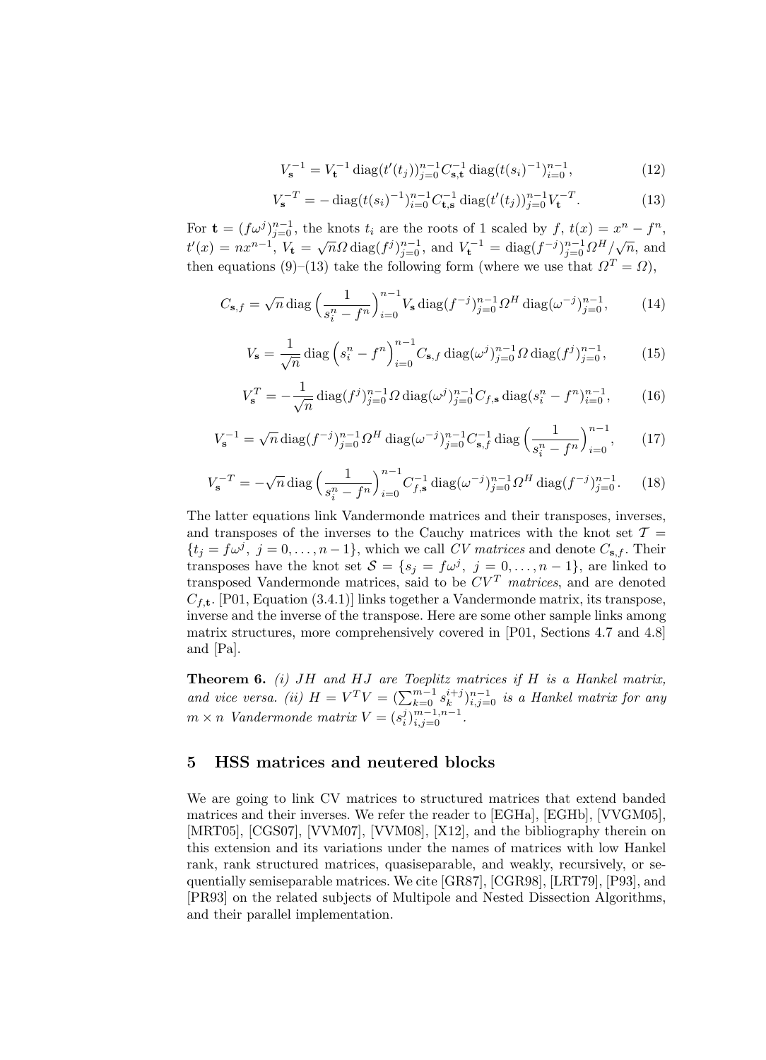$$V_{\mathbf{s}}^{-1} = V_{\mathbf{t}}^{-1} \operatorname{diag}(t'(t_j))_{j=0}^{n-1} C_{\mathbf{s},\mathbf{t}}^{-1} \operatorname{diag}(t(s_i)^{-1})_{i=0}^{n-1}, \tag{12}$$

$$V_{\mathbf{s}}^{-T} = -\operatorname{diag}(t(s_i)^{-1})_{i=0}^{n-1} C_{\mathbf{t},\mathbf{s}}^{-1} \operatorname{diag}(t'(t_j))_{j=0}^{n-1} V_{\mathbf{t}}^{-T}. \tag{13}$$

For $\mathbf{t} = (f\omega^j)_{j=0}^{n-1}$, the knots $t_i$ are the roots of 1 scaled by $f$, $t(x) = x^n - f^n$, $t'(x) = nx^{n-1}$, $V_{\mathbf{t}} = \sqrt{n}\Omega \operatorname{diag}(f^j)_{j=0}^{n-1}$, and $V_{\mathbf{t}}^{-1} = \operatorname{diag}(f^{-j})_{j=0}^{n-1}\Omega^H/\sqrt{n}$, and then equations (9)–(13) take the following form (where we use that $\Omega^T = \Omega$),

$$C_{\mathbf{s},f} = \sqrt{n} \operatorname{diag}\left(\frac{1}{s_i^n - f^n}\right)_{i=0}^{n-1} V_{\mathbf{s}} \operatorname{diag}(f^{-j})_{j=0}^{n-1} \Omega^H \operatorname{diag}(\omega^{-j})_{j=0}^{n-1}, \tag{14}$$

$$V_{\mathbf{s}} = \frac{1}{\sqrt{n}} \operatorname{diag}\left(s_i^n - f^n\right)_{i=0}^{n-1} C_{\mathbf{s},f} \operatorname{diag}(\omega^j)_{j=0}^{n-1} \Omega \operatorname{diag}(f^j)_{j=0}^{n-1}, \tag{15}$$

$$V_{\mathbf{s}}^T = -\frac{1}{\sqrt{n}} \operatorname{diag}(f^j)_{j=0}^{n-1} \Omega \operatorname{diag}(\omega^j)_{j=0}^{n-1} C_{f,\mathbf{s}} \operatorname{diag}(s_i^n - f^n)_{i=0}^{n-1}, \tag{16}$$

$$V_{\mathbf{s}}^{-1} = \sqrt{n} \operatorname{diag}(f^{-j})_{j=0}^{n-1} \Omega^H \operatorname{diag}(\omega^{-j})_{j=0}^{n-1} C_{\mathbf{s},f}^{-1} \operatorname{diag}\left(\frac{1}{s_i^n - f^n}\right)_{i=0}^{n-1}, \tag{17}$$

$$V_{\mathbf{s}}^{-T} = -\sqrt{n} \operatorname{diag}\left(\frac{1}{s_i^n - f^n}\right)_{i=0}^{n-1} C_{f,\mathbf{s}}^{-1} \operatorname{diag}(\omega^{-j})_{j=0}^{n-1} \Omega^H \operatorname{diag}(f^{-j})_{j=0}^{n-1}. \tag{18}$$

The latter equations link Vandermonde matrices and their transposes, inverses, and transposes of the inverses to the Cauchy matrices with the knot set $\mathcal{T} = \{t_j = f\omega^j,\ j = 0, \dots, n-1\}$, which we call *CV matrices* and denote $C_{\mathbf{s},f}$. Their transposes have the knot set $\mathcal{S} = \{s_j = f\omega^j,\ j = 0, \dots, n-1\}$, are linked to transposed Vandermonde matrices, said to be *$CV^T$ matrices*, and are denoted $C_{f,\mathbf{t}}$. [P01, Equation (3.4.1)] links together a Vandermonde matrix, its transpose, inverse and the inverse of the transpose. Here are some other sample links among matrix structures, more comprehensively covered in [P01, Sections 4.7 and 4.8] and [Pa].

**Theorem 6.** *(i) $JH$ and $HJ$ are Toeplitz matrices if $H$ is a Hankel matrix, and vice versa. (ii) $H = V^TV = (\sum_{k=0}^{m-1} s_k^{i+j})_{i,j=0}^{n-1}$ is a Hankel matrix for any $m \times n$ Vandermonde matrix $V = (s_i^j)_{i,j=0}^{m-1,n-1}$.*

## 5 HSS matrices and neutered blocks

We are going to link CV matrices to structured matrices that extend banded matrices and their inverses. We refer the reader to [EGHa], [EGHb], [VVGM05], [MRT05], [CGS07], [VVM07], [VVM08], [X12], and the bibliography therein on this extension and its variations under the names of matrices with low Hankel rank, rank structured matrices, quasiseparable, and weakly, recursively, or sequentially semiseparable matrices. We cite [GR87], [CGR98], [LRT79], [P93], and [PR93] on the related subjects of Multipole and Nested Dissection Algorithms, and their parallel implementation.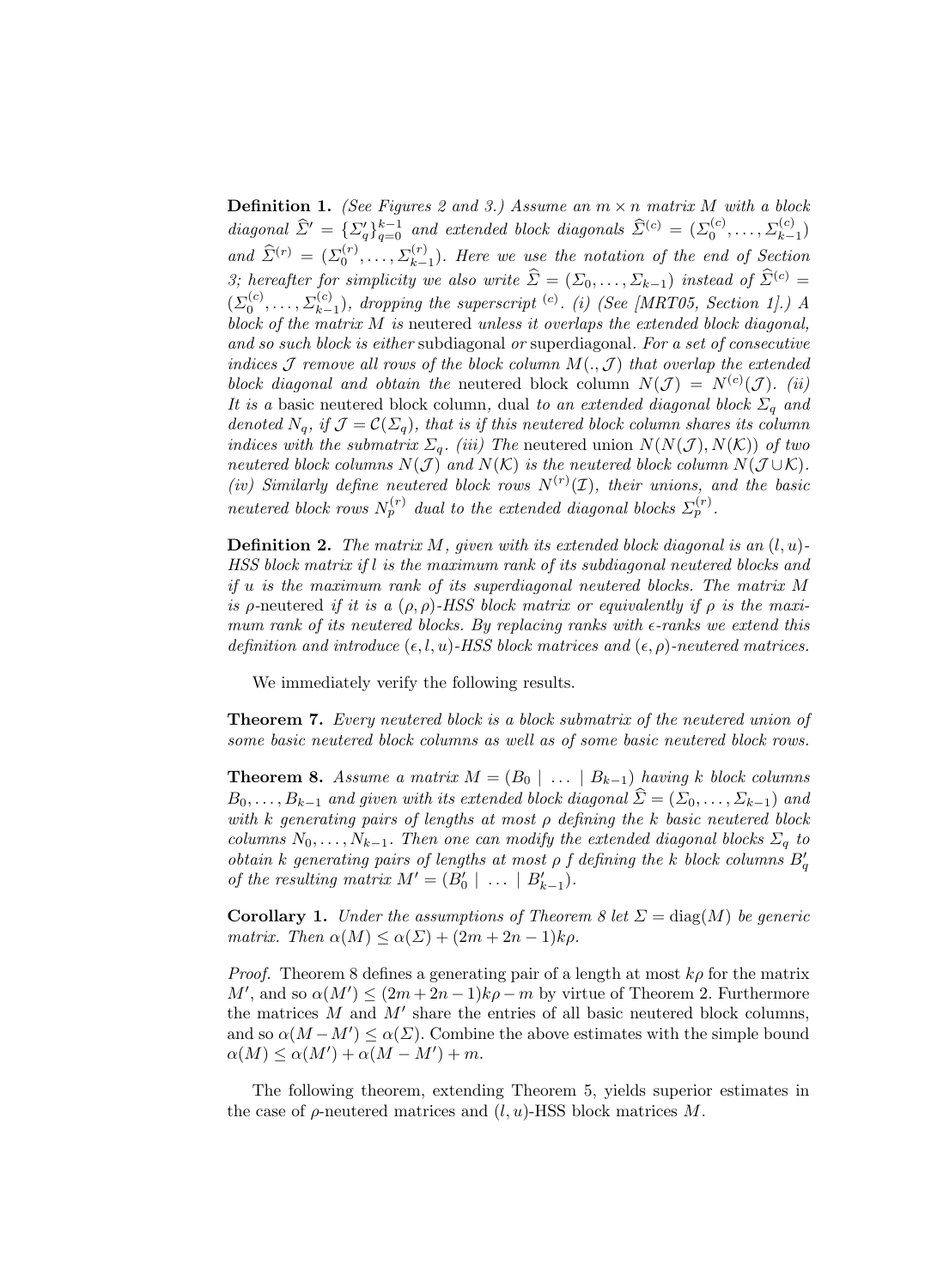**Definition 1.** *(See Figures 2 and 3.) Assume an $m \times n$ matrix $M$ with a block diagonal $\widehat{\Sigma}' = \{\Sigma'_q\}_{q=0}^{k-1}$ and extended block diagonals $\widehat{\Sigma}^{(c)} = (\Sigma_0^{(c)}, \ldots, \Sigma_{k-1}^{(c)})$ and $\widehat{\Sigma}^{(r)} = (\Sigma_0^{(r)}, \ldots, \Sigma_{k-1}^{(r)})$. Here we use the notation of the end of Section 3; hereafter for simplicity we also write $\widehat{\Sigma} = (\Sigma_0, \ldots, \Sigma_{k-1})$ instead of $\widehat{\Sigma}^{(c)} = (\Sigma_0^{(c)}, \ldots, \Sigma_{k-1}^{(c)})$, dropping the superscript ${}^{(c)}$. (i) (See [MRT05, Section 1].) A block of the matrix $M$ is* neutered *unless it overlaps the extended block diagonal, and so such block is either* subdiagonal *or* superdiagonal*. For a set of consecutive indices $\mathcal{J}$ remove all rows of the block column $M(.,\mathcal{J})$ that overlap the extended block diagonal and obtain the* neutered block column *$N(\mathcal{J}) = N^{(c)}(\mathcal{J})$. (ii) It is a* basic neutered block column*, dual to an extended diagonal block $\Sigma_q$ and denoted $N_q$, if $\mathcal{J} = \mathcal{C}(\Sigma_q)$, that is if this neutered block column shares its column indices with the submatrix $\Sigma_q$. (iii) The* neutered union *$N(N(\mathcal{J}), N(\mathcal{K}))$ of two neutered block columns $N(\mathcal{J})$ and $N(\mathcal{K})$ is the neutered block column $N(\mathcal{J} \cup \mathcal{K})$. (iv) Similarly define neutered block rows $N^{(r)}(\mathcal{I})$, their unions, and the basic neutered block rows $N_p^{(r)}$ dual to the extended diagonal blocks $\Sigma_p^{(r)}$.*

**Definition 2.** *The matrix $M$, given with its extended block diagonal is an $(l,u)$-HSS block matrix if $l$ is the maximum rank of its subdiagonal neutered blocks and if $u$ is the maximum rank of its superdiagonal neutered blocks. The matrix $M$ is* $\rho$-neutered *if it is a $(\rho,\rho)$-HSS block matrix or equivalently if $\rho$ is the maximum rank of its neutered blocks. By replacing ranks with $\epsilon$-ranks we extend this definition and introduce $(\epsilon,l,u)$-HSS block matrices and $(\epsilon,\rho)$-neutered matrices.*

We immediately verify the following results.

**Theorem 7.** *Every neutered block is a block submatrix of the neutered union of some basic neutered block columns as well as of some basic neutered block rows.*

**Theorem 8.** *Assume a matrix $M = (B_0 \mid \ldots \mid B_{k-1})$ having $k$ block columns $B_0, \ldots, B_{k-1}$ and given with its extended block diagonal $\widehat{\Sigma} = (\Sigma_0, \ldots, \Sigma_{k-1})$ and with $k$ generating pairs of lengths at most $\rho$ defining the $k$ basic neutered block columns $N_0, \ldots, N_{k-1}$. Then one can modify the extended diagonal blocks $\Sigma_q$ to obtain $k$ generating pairs of lengths at most $\rho$ f defining the $k$ block columns $B'_q$ of the resulting matrix $M' = (B'_0 \mid \ldots \mid B'_{k-1})$.*

**Corollary 1.** *Under the assumptions of Theorem 8 let $\Sigma = \mathrm{diag}(M)$ be generic matrix. Then $\alpha(M) \leq \alpha(\Sigma) + (2m + 2n - 1)k\rho$.*

*Proof.* Theorem 8 defines a generating pair of a length at most $k\rho$ for the matrix $M'$, and so $\alpha(M') \leq (2m + 2n - 1)k\rho - m$ by virtue of Theorem 2. Furthermore the matrices $M$ and $M'$ share the entries of all basic neutered block columns, and so $\alpha(M - M') \leq \alpha(\Sigma)$. Combine the above estimates with the simple bound $\alpha(M) \leq \alpha(M') + \alpha(M - M') + m$.

The following theorem, extending Theorem 5, yields superior estimates in the case of $\rho$-neutered matrices and $(l,u)$-HSS block matrices $M$.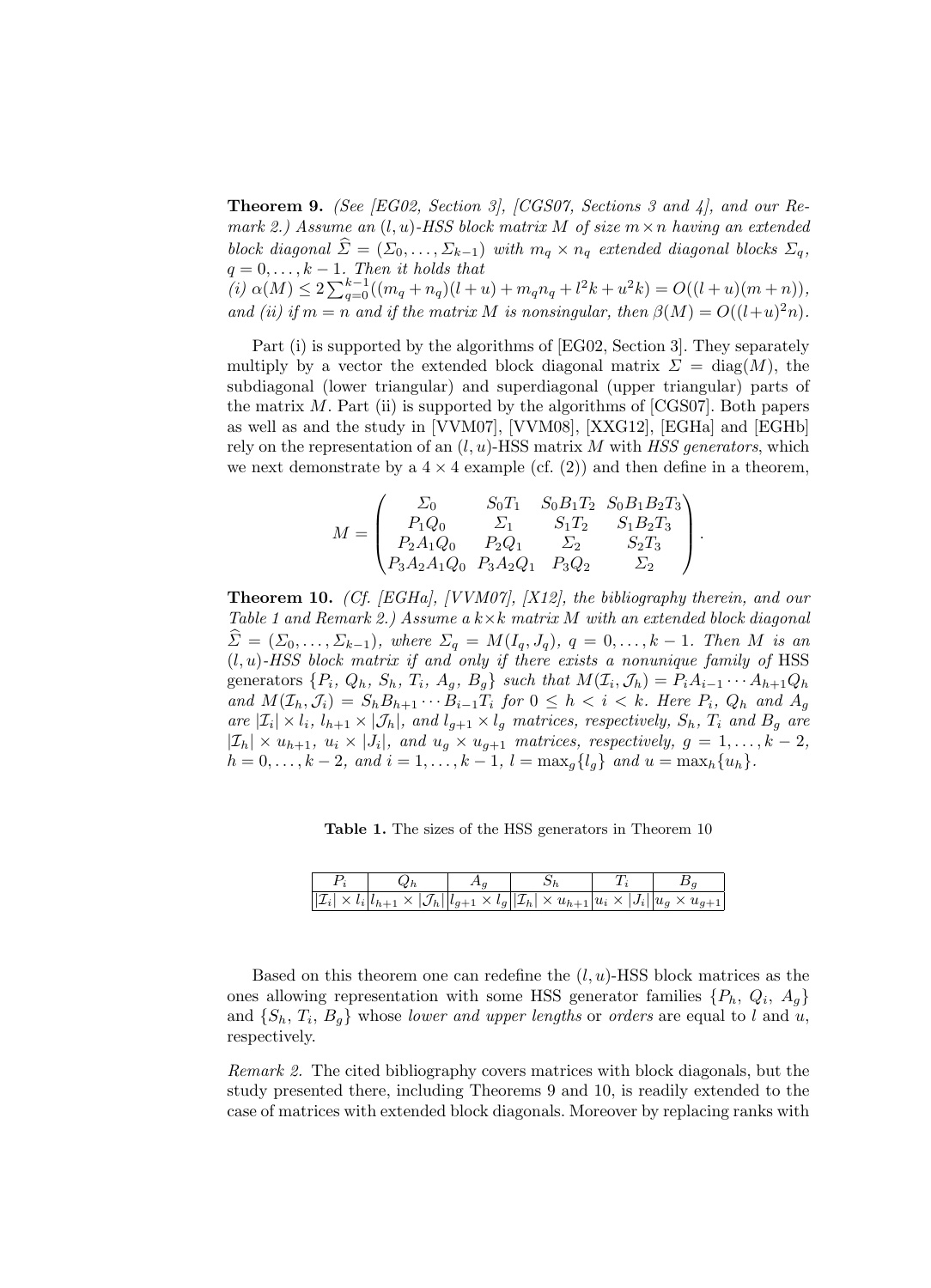**Theorem 9.** *(See [EG02, Section 3], [CGS07, Sections 3 and 4], and our Remark 2.) Assume an $(l,u)$-HSS block matrix $M$ of size $m \times n$ having an extended block diagonal $\widehat{\Sigma} = (\Sigma_0, \ldots, \Sigma_{k-1})$ with $m_q \times n_q$ extended diagonal blocks $\Sigma_q$, $q = 0, \ldots, k-1$. Then it holds that*
*(i) $\alpha(M) \le 2\sum_{q=0}^{k-1}((m_q + n_q)(l+u) + m_q n_q + l^2 k + u^2 k) = O((l+u)(m+n))$, and (ii) if $m = n$ and if the matrix $M$ is nonsingular, then $\beta(M) = O((l+u)^2 n)$.*

Part (i) is supported by the algorithms of [EG02, Section 3]. They separately multiply by a vector the extended block diagonal matrix $\Sigma = \operatorname{diag}(M)$, the subdiagonal (lower triangular) and superdiagonal (upper triangular) parts of the matrix $M$. Part (ii) is supported by the algorithms of [CGS07]. Both papers as well as and the study in [VVM07], [VVM08], [XXG12], [EGHa] and [EGHb] rely on the representation of an $(l,u)$-HSS matrix $M$ with *HSS generators*, which we next demonstrate by a $4 \times 4$ example (cf. (2)) and then define in a theorem,

$$
M = \begin{pmatrix}
\Sigma_0 & S_0T_1 & S_0B_1T_2 & S_0B_1B_2T_3 \\
P_1Q_0 & \Sigma_1 & S_1T_2 & S_1B_2T_3 \\
P_2A_1Q_0 & P_2Q_1 & \Sigma_2 & S_2T_3 \\
P_3A_2A_1Q_0 & P_3A_2Q_1 & P_3Q_2 & \Sigma_2
\end{pmatrix}.
$$

**Theorem 10.** *(Cf. [EGHa], [VVM07], [X12], the bibliography therein, and our Table 1 and Remark 2.) Assume a $k \times k$ matrix $M$ with an extended block diagonal $\widehat{\Sigma} = (\Sigma_0, \ldots, \Sigma_{k-1})$, where $\Sigma_q = M(I_q, J_q)$, $q = 0, \ldots, k-1$. Then $M$ is an $(l,u)$-HSS block matrix if and only if there exists a nonunique family of* HSS generators *$\{P_i,\ Q_h,\ S_h,\ T_i,\ A_g,\ B_g\}$ such that $M(\mathcal{I}_i, \mathcal{J}_h) = P_i A_{i-1} \cdots A_{h+1} Q_h$ and $M(\mathcal{I}_h, \mathcal{J}_i) = S_h B_{h+1} \cdots B_{i-1} T_i$ for $0 \le h < i < k$. Here $P_i$, $Q_h$ and $A_g$ are $|\mathcal{I}_i| \times l_i$, $l_{h+1} \times |\mathcal{J}_h|$, and $l_{g+1} \times l_g$ matrices, respectively, $S_h$, $T_i$ and $B_g$ are $|\mathcal{I}_h| \times u_{h+1}$, $u_i \times |J_i|$, and $u_g \times u_{g+1}$ matrices, respectively, $g = 1, \ldots, k-2$, $h = 0, \ldots, k-2$, and $i = 1, \ldots, k-1$, $l = \max_g\{l_g\}$ and $u = \max_h\{u_h\}$.*

**Table 1.** The sizes of the HSS generators in Theorem 10

| $P_i$ | $Q_h$ | $A_g$ | $S_h$ | $T_i$ | $B_g$ |
|---|---|---|---|---|---|
| $\lvert\mathcal{I}_i\rvert \times l_i$ | $l_{h+1} \times \lvert\mathcal{J}_h\rvert$ | $l_{g+1} \times l_g$ | $\lvert\mathcal{I}_h\rvert \times u_{h+1}$ | $u_i \times \lvert J_i\rvert$ | $u_g \times u_{g+1}$ |

Based on this theorem one can redefine the $(l,u)$-HSS block matrices as the ones allowing representation with some HSS generator families $\{P_h,\ Q_i,\ A_g\}$ and $\{S_h,\ T_i,\ B_g\}$ whose *lower and upper lengths* or *orders* are equal to $l$ and $u$, respectively.

*Remark 2.* The cited bibliography covers matrices with block diagonals, but the study presented there, including Theorems 9 and 10, is readily extended to the case of matrices with extended block diagonals. Moreover by replacing ranks with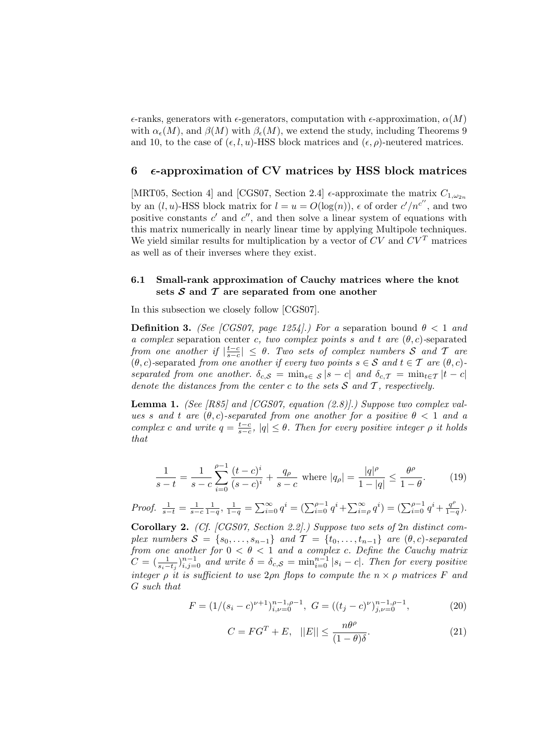$\epsilon$-ranks, generators with $\epsilon$-generators, computation with $\epsilon$-approximation, $\alpha(M)$ with $\alpha_\epsilon(M)$, and $\beta(M)$ with $\beta_\epsilon(M)$, we extend the study, including Theorems 9 and 10, to the case of $(\epsilon, l, u)$-HSS block matrices and $(\epsilon, \rho)$-neutered matrices.

## 6 $\epsilon$-approximation of CV matrices by HSS block matrices

[MRT05, Section 4] and [CGS07, Section 2.4] $\epsilon$-approximate the matrix $C_{1,\omega_{2n}}$ by an $(l, u)$-HSS block matrix for $l = u = O(\log(n))$, $\epsilon$ of order $c'/n^{c''}$, and two positive constants $c'$ and $c''$, and then solve a linear system of equations with this matrix numerically in nearly linear time by applying Multipole techniques. We yield similar results for multiplication by a vector of $CV$ and $CV^T$ matrices as well as of their inverses where they exist.

### 6.1 Small-rank approximation of Cauchy matrices where the knot sets $\mathcal{S}$ and $\mathcal{T}$ are separated from one another

In this subsection we closely follow [CGS07].

**Definition 3.** *(See [CGS07, page 1254].) For a* separation bound $\theta < 1$ *and a complex* separation center $c$*, two complex points $s$ and $t$ are* $(\theta, c)$-separated *from one another if $|\frac{t-c}{s-c}| \le \theta$. Two sets of complex numbers $\mathcal{S}$ and $\mathcal{T}$ are* $(\theta, c)$-separated *from one another if every two points $s \in \mathcal{S}$ and $t \in \mathcal{T}$ are $(\theta, c)$-separated from one another. $\delta_{c,\mathcal{S}} = \min_{s \in \mathcal{S}} |s - c|$ and $\delta_{c,\mathcal{T}} = \min_{t \in \mathcal{T}} |t - c|$ denote the distances from the center $c$ to the sets $\mathcal{S}$ and $\mathcal{T}$, respectively.*

**Lemma 1.** *(See [R85] and [CGS07, equation (2.8)].) Suppose two complex values $s$ and $t$ are $(\theta, c)$-separated from one another for a positive $\theta < 1$ and a complex $c$ and write $q = \frac{t-c}{s-c}$, $|q| \le \theta$. Then for every positive integer $\rho$ it holds that*

$$\frac{1}{s-t} = \frac{1}{s-c}\sum_{i=0}^{\rho-1}\frac{(t-c)^i}{(s-c)^i} + \frac{q_\rho}{s-c} \text{ where } |q_\rho| = \frac{|q|^\rho}{1-|q|} \le \frac{\theta^\rho}{1-\theta}. \tag{19}$$

*Proof.* $\frac{1}{s-t} = \frac{1}{s-c}\frac{1}{1-q}$, $\frac{1}{1-q} = \sum_{i=0}^{\infty} q^i = (\sum_{i=0}^{\rho-1} q^i + \sum_{i=\rho}^{\infty} q^i) = (\sum_{i=0}^{\rho-1} q^i + \frac{q^\rho}{1-q})$.

**Corollary 2.** *(Cf. [CGS07, Section 2.2].) Suppose two sets of $2n$ distinct complex numbers $\mathcal{S} = \{s_0, \dots, s_{n-1}\}$ and $\mathcal{T} = \{t_0, \dots, t_{n-1}\}$ are $(\theta, c)$-separated from one another for $0 < \theta < 1$ and a complex $c$. Define the Cauchy matrix $C = (\frac{1}{s_i - t_j})_{i,j=0}^{n-1}$ and write $\delta = \delta_{c,\mathcal{S}} = \min_{i=0}^{n-1} |s_i - c|$. Then for every positive integer $\rho$ it is sufficient to use $2\rho n$ flops to compute the $n \times \rho$ matrices $F$ and $G$ such that*

$$F = (1/(s_i - c)^{\nu+1})_{i,\nu=0}^{n-1,\rho-1}, \; G = ((t_j - c)^\nu)_{j,\nu=0}^{n-1,\rho-1}, \tag{20}$$

$$C = FG^T + E, \quad ||E|| \le \frac{n\theta^\rho}{(1-\theta)\delta}. \tag{21}$$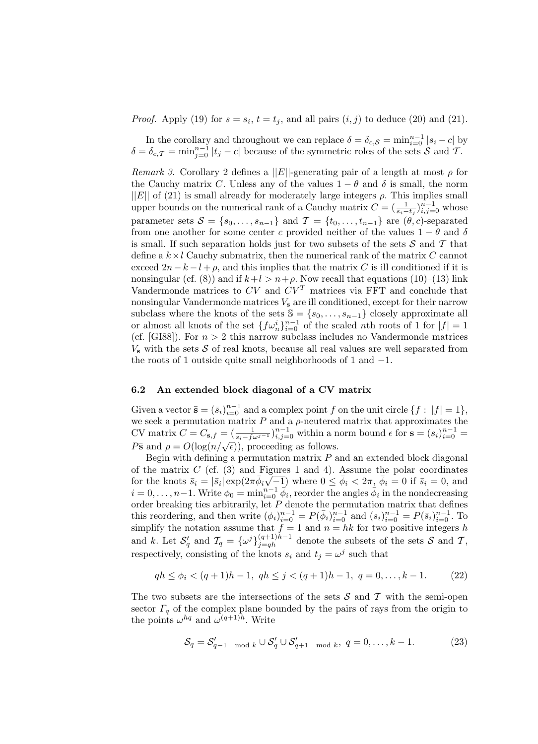*Proof.* Apply (19) for $s = s_i$, $t = t_j$, and all pairs $(i,j)$ to deduce (20) and (21).

In the corollary and throughout we can replace $\delta = \delta_{c,\mathcal{S}} = \min_{i=0}^{n-1} |s_i - c|$ by $\delta = \delta_{c,\mathcal{T}} = \min_{j=0}^{n-1} |t_j - c|$ because of the symmetric roles of the sets $\mathcal{S}$ and $\mathcal{T}$.

*Remark 3.* Corollary 2 defines a $||E||$-generating pair of a length at most $\rho$ for the Cauchy matrix $C$. Unless any of the values $1-\theta$ and $\delta$ is small, the norm $||E||$ of (21) is small already for moderately large integers $\rho$. This implies small upper bounds on the numerical rank of a Cauchy matrix $C = (\frac{1}{s_i - t_j})_{i,j=0}^{n-1}$ whose parameter sets $\mathcal{S} = \{s_0, \dots, s_{n-1}\}$ and $\mathcal{T} = \{t_0, \dots, t_{n-1}\}$ are $(\theta, c)$-separated from one another for some center $c$ provided neither of the values $1-\theta$ and $\delta$ is small. If such separation holds just for two subsets of the sets $\mathcal{S}$ and $\mathcal{T}$ that define a $k \times l$ Cauchy submatrix, then the numerical rank of the matrix $C$ cannot exceed $2n - k - l + \rho$, and this implies that the matrix $C$ is ill conditioned if it is nonsingular (cf. (8)) and if $k + l > n + \rho$. Now recall that equations (10)–(13) link Vandermonde matrices to $CV$ and $CV^T$ matrices via FFT and conclude that nonsingular Vandermonde matrices $V_{\mathbf{s}}$ are ill conditioned, except for their narrow subclass where the knots of the sets $\mathbb{S} = \{s_0, \dots, s_{n-1}\}$ closely approximate all or almost all knots of the set $\{f\omega_n^i\}_{i=0}^{n-1}$ of the scaled $n$th roots of 1 for $|f| = 1$ (cf. [GI88]). For $n > 2$ this narrow subclass includes no Vandermonde matrices $V_{\mathbf{s}}$ with the sets $\mathcal{S}$ of real knots, because all real values are well separated from the roots of 1 outside quite small neighborhoods of 1 and $-1$.

### 6.2 An extended block diagonal of a CV matrix

Given a vector $\bar{\mathbf{s}} = (\bar{s}_i)_{i=0}^{n-1}$ and a complex point $f$ on the unit circle $\{f : |f| = 1\}$, we seek a permutation matrix $P$ and a $\rho$-neutered matrix that approximates the CV matrix $C = C_{\mathbf{s},f} = (\frac{1}{s_i - f\omega^{j-1}})_{i,j=0}^{n-1}$ within a norm bound $\epsilon$ for $\mathbf{s} = (s_i)_{i=0}^{n-1} = P\bar{\mathbf{s}}$ and $\rho = O(\log(n/\sqrt{\epsilon}))$, proceeding as follows.

Begin with defining a permutation matrix $P$ and an extended block diagonal of the matrix $C$ (cf. (3) and Figures 1 and 4). Assume the polar coordinates for the knots $\bar{s}_i = |\bar{s}_i| \exp(2\pi\bar{\phi}_i\sqrt{-1})$ where $0 \le \bar{\phi}_i < 2\pi$, $\bar{\phi}_i = 0$ if $\bar{s}_i = 0$, and $i = 0, \dots, n-1$. Write $\phi_0 = \min_{i=0}^{n-1} \bar{\phi}_i$, reorder the angles $\bar{\phi}_i$ in the nondecreasing order breaking ties arbitrarily, let $P$ denote the permutation matrix that defines this reordering, and then write $(\phi_i)_{i=0}^{n-1} = P(\bar{\phi}_i)_{i=0}^{n-1}$ and $(s_i)_{i=0}^{n-1} = P(\bar{s}_i)_{i=0}^{n-1}$. To simplify the notation assume that $f = 1$ and $n = hk$ for two positive integers $h$ and $k$. Let $\mathcal{S}'_q$ and $\mathcal{T}_q = \{\omega^j\}_{j=qh}^{(q+1)h-1}$ denote the subsets of the sets $\mathcal{S}$ and $\mathcal{T}$, respectively, consisting of the knots $s_i$ and $t_j = \omega^j$ such that

$$qh \le \phi_i < (q+1)h - 1, \ qh \le j < (q+1)h - 1, \ q = 0, \dots, k-1. \tag{22}$$

The two subsets are the intersections of the sets $\mathcal{S}$ and $\mathcal{T}$ with the semi-open sector $\Gamma_q$ of the complex plane bounded by the pairs of rays from the origin to the points $\omega^{hq}$ and $\omega^{(q+1)h}$. Write

$$\mathcal{S}_q = \mathcal{S}'_{q-1 \mod k} \cup \mathcal{S}'_q \cup \mathcal{S}'_{q+1 \mod k}, \ q = 0, \dots, k-1. \tag{23}$$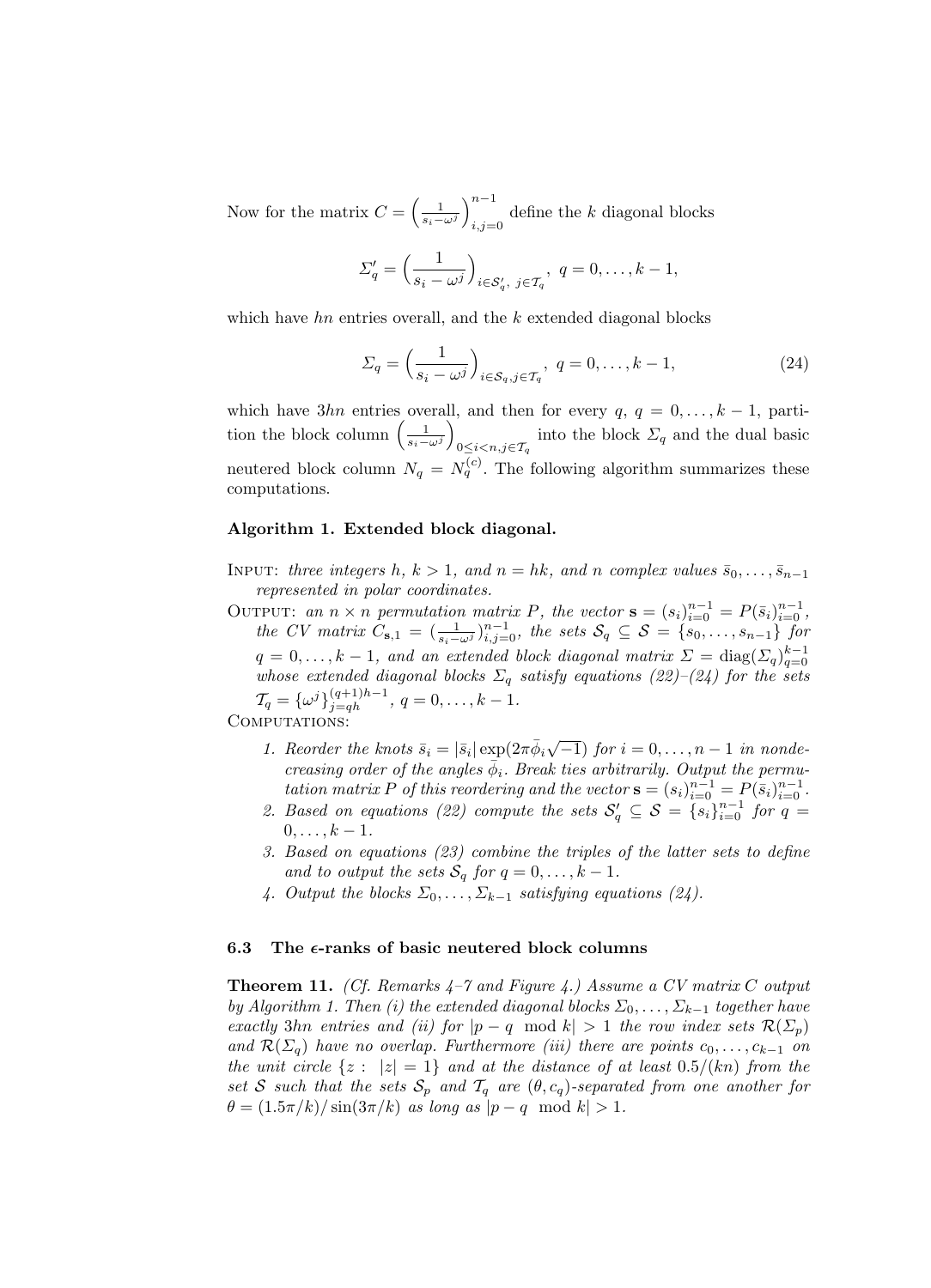Now for the matrix $C = \left(\frac{1}{s_i - \omega^j}\right)_{i,j=0}^{n-1}$ define the $k$ diagonal blocks

$$\Sigma'_q = \left(\frac{1}{s_i - \omega^j}\right)_{i \in \mathcal{S}'_q,\ j \in \mathcal{T}_q},\ q = 0, \ldots, k-1,$$

which have $hn$ entries overall, and the $k$ extended diagonal blocks

$$\Sigma_q = \left(\frac{1}{s_i - \omega^j}\right)_{i \in \mathcal{S}_q, j \in \mathcal{T}_q},\ q = 0, \ldots, k-1, \tag{24}$$

which have $3hn$ entries overall, and then for every $q$, $q = 0, \ldots, k-1$, partition the block column $\left(\frac{1}{s_i - \omega^j}\right)_{0 \le i < n, j \in \mathcal{T}_q}$ into the block $\Sigma_q$ and the dual basic neutered block column $N_q = N_q^{(c)}$. The following algorithm summarizes these computations.

**Algorithm 1. Extended block diagonal.**

INPUT: *three integers $h$, $k > 1$, and $n = hk$, and $n$ complex values $\bar{s}_0, \ldots, \bar{s}_{n-1}$ represented in polar coordinates.*

OUTPUT: *an $n \times n$ permutation matrix $P$, the vector $\mathbf{s} = (s_i)_{i=0}^{n-1} = P(\bar{s}_i)_{i=0}^{n-1}$, the CV matrix $C_{\mathbf{s},1} = (\frac{1}{s_i - \omega^j})_{i,j=0}^{n-1}$, the sets $\mathcal{S}_q \subseteq \mathcal{S} = \{s_0, \ldots, s_{n-1}\}$ for $q = 0, \ldots, k-1$, and an extended block diagonal matrix $\Sigma = \operatorname{diag}(\Sigma_q)_{q=0}^{k-1}$ whose extended diagonal blocks $\Sigma_q$ satisfy equations (22)–(24) for the sets $\mathcal{T}_q = \{\omega^j\}_{j=qh}^{(q+1)h-1}$, $q = 0, \ldots, k-1$.*

COMPUTATIONS:

1. *Reorder the knots $\bar{s}_i = |\bar{s}_i| \exp(2\pi\bar{\phi}_i\sqrt{-1})$ for $i = 0, \ldots, n-1$ in nondecreasing order of the angles $\bar{\phi}_i$. Break ties arbitrarily. Output the permutation matrix $P$ of this reordering and the vector $\mathbf{s} = (s_i)_{i=0}^{n-1} = P(\bar{s}_i)_{i=0}^{n-1}$.*
2. *Based on equations (22) compute the sets $\mathcal{S}'_q \subseteq \mathcal{S} = \{s_i\}_{i=0}^{n-1}$ for $q = 0, \ldots, k-1$.*
3. *Based on equations (23) combine the triples of the latter sets to define and to output the sets $\mathcal{S}_q$ for $q = 0, \ldots, k-1$.*
4. *Output the blocks $\Sigma_0, \ldots, \Sigma_{k-1}$ satisfying equations (24).*

### 6.3 The $\epsilon$-ranks of basic neutered block columns

**Theorem 11.** *(Cf. Remarks 4–7 and Figure 4.) Assume a CV matrix $C$ output by Algorithm 1. Then (i) the extended diagonal blocks $\Sigma_0, \ldots, \Sigma_{k-1}$ together have exactly $3hn$ entries and (ii) for $|p - q \mod k| > 1$ the row index sets $\mathcal{R}(\Sigma_p)$ and $\mathcal{R}(\Sigma_q)$ have no overlap. Furthermore (iii) there are points $c_0, \ldots, c_{k-1}$ on the unit circle $\{z :\ |z| = 1\}$ and at the distance of at least $0.5/(kn)$ from the set $\mathcal{S}$ such that the sets $\mathcal{S}_p$ and $\mathcal{T}_q$ are $(\theta, c_q)$-separated from one another for $\theta = (1.5\pi/k)/\sin(3\pi/k)$ as long as $|p - q \mod k| > 1$.*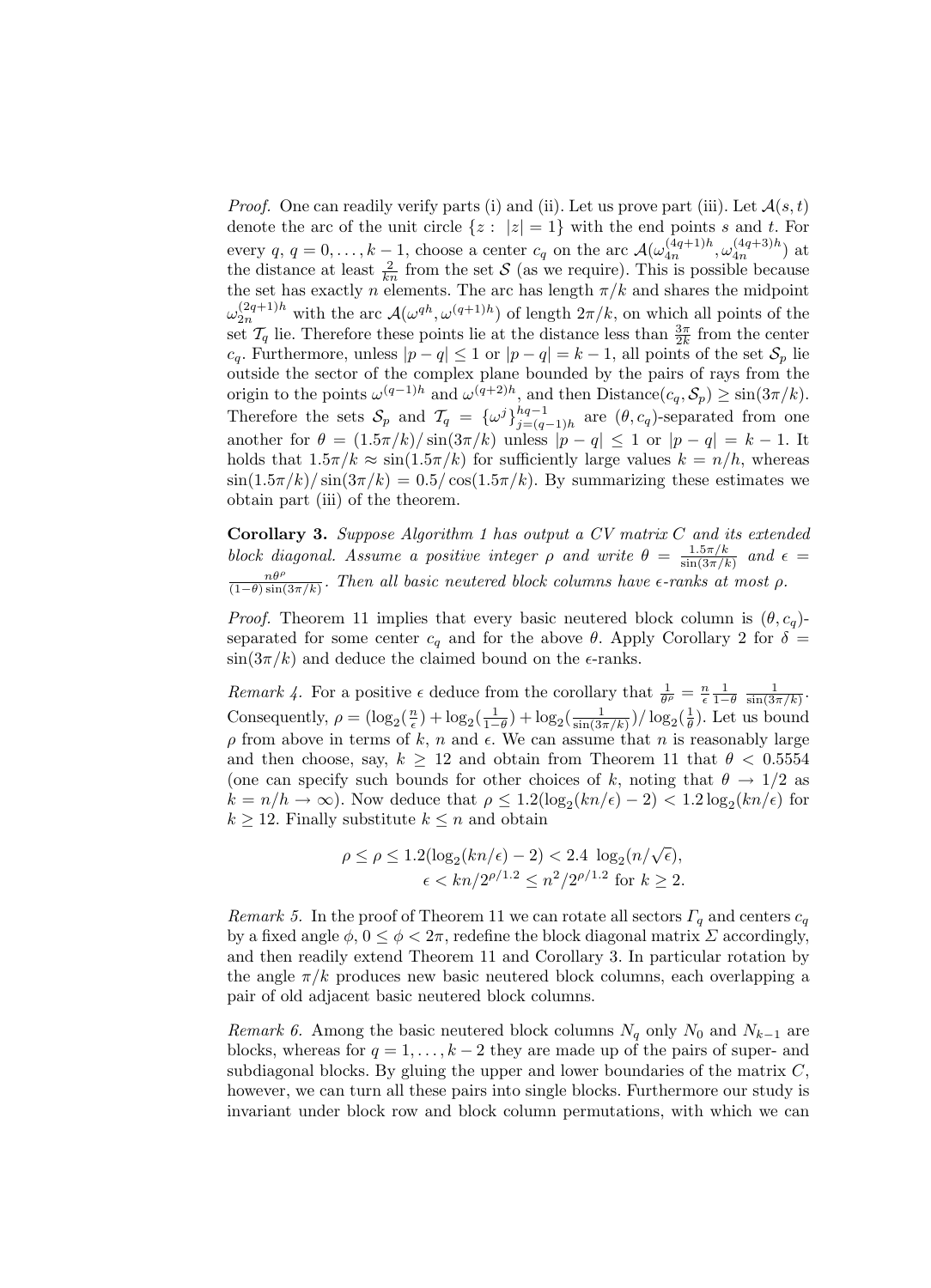*Proof.* One can readily verify parts (i) and (ii). Let us prove part (iii). Let $\mathcal{A}(s,t)$ denote the arc of the unit circle $\{z: \ |z|=1\}$ with the end points $s$ and $t$. For every $q$, $q=0,\ldots,k-1$, choose a center $c_q$ on the arc $\mathcal{A}(\omega_{4n}^{(4q+1)h}, \omega_{4n}^{(4q+3)h})$ at the distance at least $\frac{2}{kn}$ from the set $\mathcal{S}$ (as we require). This is possible because the set has exactly $n$ elements. The arc has length $\pi/k$ and shares the midpoint $\omega_{2n}^{(2q+1)h}$ with the arc $\mathcal{A}(\omega^{qh}, \omega^{(q+1)h})$ of length $2\pi/k$, on which all points of the set $\mathcal{T}_q$ lie. Therefore these points lie at the distance less than $\frac{3\pi}{2k}$ from the center $c_q$. Furthermore, unless $|p-q|\le 1$ or $|p-q|=k-1$, all points of the set $\mathcal{S}_p$ lie outside the sector of the complex plane bounded by the pairs of rays from the origin to the points $\omega^{(q-1)h}$ and $\omega^{(q+2)h}$, and then $\text{Distance}(c_q, \mathcal{S}_p) \ge \sin(3\pi/k)$. Therefore the sets $\mathcal{S}_p$ and $\mathcal{T}_q = \{\omega^j\}_{j=(q-1)h}^{hq-1}$ are $(\theta, c_q)$-separated from one another for $\theta = (1.5\pi/k)/\sin(3\pi/k)$ unless $|p-q|\le 1$ or $|p-q|=k-1$. It holds that $1.5\pi/k \approx \sin(1.5\pi/k)$ for sufficiently large values $k=n/h$, whereas $\sin(1.5\pi/k)/\sin(3\pi/k) = 0.5/\cos(1.5\pi/k)$. By summarizing these estimates we obtain part (iii) of the theorem.

**Corollary 3.** *Suppose Algorithm 1 has output a CV matrix $C$ and its extended block diagonal. Assume a positive integer $\rho$ and write $\theta = \frac{1.5\pi/k}{\sin(3\pi/k)}$ and $\epsilon = \frac{n\theta^\rho}{(1-\theta)\sin(3\pi/k)}$. Then all basic neutered block columns have $\epsilon$-ranks at most $\rho$.*

*Proof.* Theorem 11 implies that every basic neutered block column is $(\theta, c_q)$-separated for some center $c_q$ and for the above $\theta$. Apply Corollary 2 for $\delta = \sin(3\pi/k)$ and deduce the claimed bound on the $\epsilon$-ranks.

*Remark 4.* For a positive $\epsilon$ deduce from the corollary that $\frac{1}{\theta^\rho} = \frac{n}{\epsilon}\frac{1}{1-\theta}\ \frac{1}{\sin(3\pi/k)}$. Consequently, $\rho = (\log_2(\frac{n}{\epsilon}) + \log_2(\frac{1}{1-\theta}) + \log_2(\frac{1}{\sin(3\pi/k)})/\log_2(\frac{1}{\theta})$. Let us bound $\rho$ from above in terms of $k$, $n$ and $\epsilon$. We can assume that $n$ is reasonably large and then choose, say, $k\ge 12$ and obtain from Theorem 11 that $\theta < 0.5554$ (one can specify such bounds for other choices of $k$, noting that $\theta \to 1/2$ as $k=n/h\to\infty$). Now deduce that $\rho \le 1.2(\log_2(kn/\epsilon)-2) < 1.2\log_2(kn/\epsilon)$ for $k\ge 12$. Finally substitute $k\le n$ and obtain

$$\rho \le \rho \le 1.2(\log_2(kn/\epsilon)-2) < 2.4\ \log_2(n/\sqrt{\epsilon}),$$
$$\epsilon < kn/2^{\rho/1.2} \le n^2/2^{\rho/1.2} \text{ for } k\ge 2.$$

*Remark 5.* In the proof of Theorem 11 we can rotate all sectors $\Gamma_q$ and centers $c_q$ by a fixed angle $\phi$, $0\le\phi<2\pi$, redefine the block diagonal matrix $\Sigma$ accordingly, and then readily extend Theorem 11 and Corollary 3. In particular rotation by the angle $\pi/k$ produces new basic neutered block columns, each overlapping a pair of old adjacent basic neutered block columns.

*Remark 6.* Among the basic neutered block columns $N_q$ only $N_0$ and $N_{k-1}$ are blocks, whereas for $q=1,\ldots,k-2$ they are made up of the pairs of super- and subdiagonal blocks. By gluing the upper and lower boundaries of the matrix $C$, however, we can turn all these pairs into single blocks. Furthermore our study is invariant under block row and block column permutations, with which we can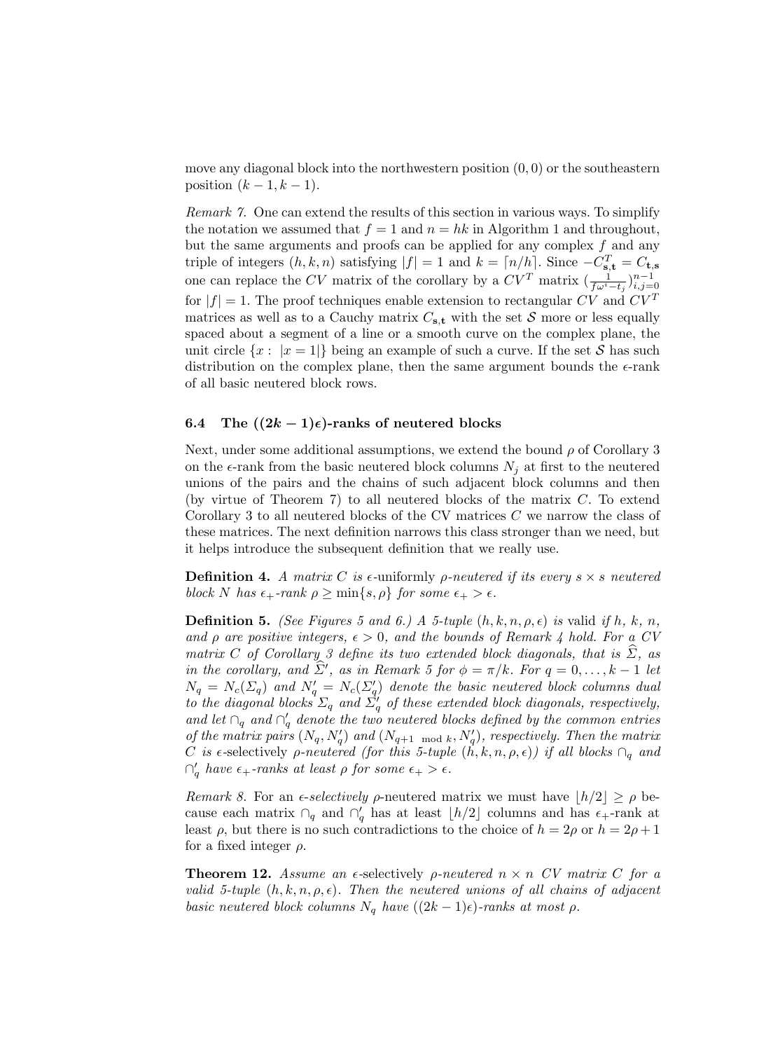move any diagonal block into the northwestern position $(0, 0)$ or the southeastern position $(k-1, k-1)$.

*Remark 7.* One can extend the results of this section in various ways. To simplify the notation we assumed that $f = 1$ and $n = hk$ in Algorithm 1 and throughout, but the same arguments and proofs can be applied for any complex $f$ and any triple of integers $(h, k, n)$ satisfying $|f| = 1$ and $k = \lceil n/h \rceil$. Since $-C^T_{\mathbf{s},\mathbf{t}} = C_{\mathbf{t},\mathbf{s}}$ one can replace the $CV$ matrix of the corollary by a $CV^T$ matrix $(\frac{1}{f\omega^i - t_j})_{i,j=0}^{n-1}$ for $|f| = 1$. The proof techniques enable extension to rectangular $CV$ and $CV^T$ matrices as well as to a Cauchy matrix $C_{\mathbf{s},\mathbf{t}}$ with the set $\mathcal{S}$ more or less equally spaced about a segment of a line or a smooth curve on the complex plane, the unit circle $\{x : \ |x = 1|\}$ being an example of such a curve. If the set $\mathcal{S}$ has such distribution on the complex plane, then the same argument bounds the $\epsilon$-rank of all basic neutered block rows.

### 6.4 The $((2k-1)\epsilon)$-ranks of neutered blocks

Next, under some additional assumptions, we extend the bound $\rho$ of Corollary 3 on the $\epsilon$-rank from the basic neutered block columns $N_j$ at first to the neutered unions of the pairs and the chains of such adjacent block columns and then (by virtue of Theorem 7) to all neutered blocks of the matrix $C$. To extend Corollary 3 to all neutered blocks of the CV matrices $C$ we narrow the class of these matrices. The next definition narrows this class stronger than we need, but it helps introduce the subsequent definition that we really use.

**Definition 4.** *A matrix $C$ is $\epsilon$-uniformly $\rho$-neutered if its every $s \times s$ neutered block $N$ has $\epsilon_+$-rank $\rho \geq \min\{s, \rho\}$ for some $\epsilon_+ > \epsilon$.*

**Definition 5.** *(See Figures 5 and 6.) A 5-tuple $(h, k, n, \rho, \epsilon)$ is* valid *if $h$, $k$, $n$, and $\rho$ are positive integers, $\epsilon > 0$, and the bounds of Remark 4 hold. For a CV matrix $C$ of Corollary 3 define its two extended block diagonals, that is $\widehat{\Sigma}$, as in the corollary, and $\widehat{\Sigma}'$, as in Remark 5 for $\phi = \pi/k$. For $q = 0, \ldots, k-1$ let $N_q = N_c(\Sigma_q)$ and $N'_q = N_c(\Sigma'_q)$ denote the basic neutered block columns dual to the diagonal blocks $\Sigma_q$ and $\Sigma'_q$ of these extended block diagonals, respectively, and let $\cap_q$ and $\cap'_q$ denote the two neutered blocks defined by the common entries of the matrix pairs $(N_q, N'_q)$ and $(N_{q+1 \mod k}, N'_q)$, respectively. Then the matrix $C$ is $\epsilon$-selectively $\rho$-neutered (for this 5-tuple $(h, k, n, \rho, \epsilon)$) if all blocks $\cap_q$ and $\cap'_q$ have $\epsilon_+$-ranks at least $\rho$ for some $\epsilon_+ > \epsilon$.*

*Remark 8.* For an *$\epsilon$-selectively* $\rho$-neutered matrix we must have $\lfloor h/2 \rfloor \geq \rho$ because each matrix $\cap_q$ and $\cap'_q$ has at least $\lfloor h/2 \rfloor$ columns and has $\epsilon_+$-rank at least $\rho$, but there is no such contradictions to the choice of $h = 2\rho$ or $h = 2\rho + 1$ for a fixed integer $\rho$.

**Theorem 12.** *Assume an $\epsilon$-selectively $\rho$-neutered $n \times n$ CV matrix $C$ for a valid 5-tuple $(h, k, n, \rho, \epsilon)$. Then the neutered unions of all chains of adjacent basic neutered block columns $N_q$ have $((2k-1)\epsilon)$-ranks at most $\rho$.*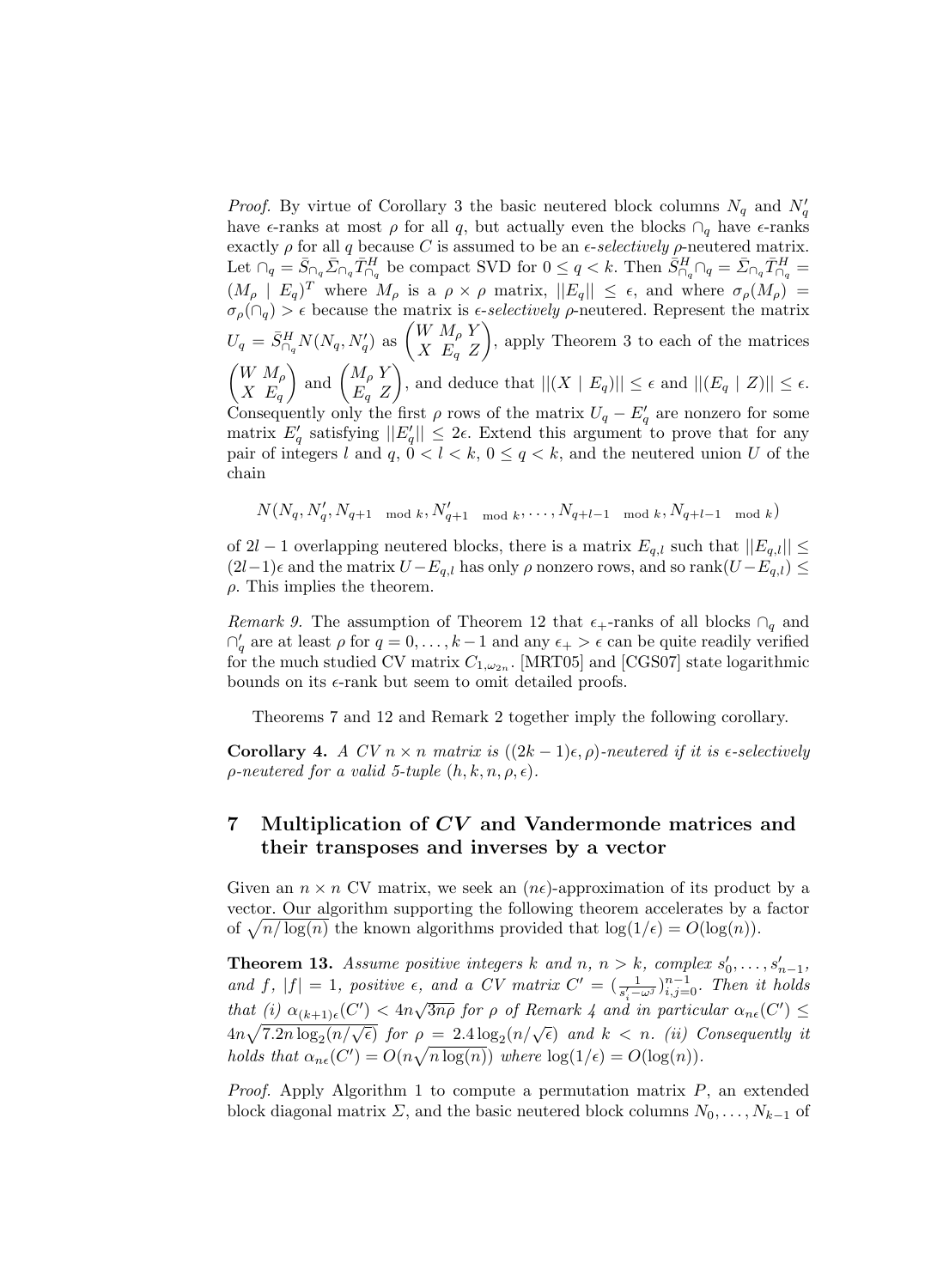*Proof.* By virtue of Corollary 3 the basic neutered block columns $N_q$ and $N'_q$ have $\epsilon$-ranks at most $\rho$ for all $q$, but actually even the blocks $\cap_q$ have $\epsilon$-ranks exactly $\rho$ for all $q$ because $C$ is assumed to be an $\epsilon$-*selectively* $\rho$-neutered matrix. Let $\cap_q = \bar{S}_{\cap_q}\bar{\Sigma}_{\cap_q}\bar{T}^H_{\cap_q}$ be compact SVD for $0 \le q < k$. Then $\bar{S}^H_{\cap_q}\cap_q = \bar{\Sigma}_{\cap_q}\bar{T}^H_{\cap_q} = (M_\rho \mid E_q)^T$ where $M_\rho$ is a $\rho \times \rho$ matrix, $||E_q|| \le \epsilon$, and where $\sigma_\rho(M_\rho) = \sigma_\rho(\cap_q) > \epsilon$ because the matrix is $\epsilon$-*selectively* $\rho$-neutered. Represent the matrix $U_q = \bar{S}^H_{\cap_q}N(N_q, N'_q)$ as $\begin{pmatrix} W & M_\rho & Y \\ X & E_q & Z \end{pmatrix}$, apply Theorem 3 to each of the matrices $\begin{pmatrix} W & M_\rho \\ X & E_q \end{pmatrix}$ and $\begin{pmatrix} M_\rho & Y \\ E_q & Z \end{pmatrix}$, and deduce that $||(X \mid E_q)|| \le \epsilon$ and $||(E_q \mid Z)|| \le \epsilon$. Consequently only the first $\rho$ rows of the matrix $U_q - E'_q$ are nonzero for some matrix $E'_q$ satisfying $||E'_q|| \le 2\epsilon$. Extend this argument to prove that for any pair of integers $l$ and $q$, $0 < l < k$, $0 \le q < k$, and the neutered union $U$ of the chain

$$N(N_q, N'_q, N_{q+1 \mod k}, N'_{q+1 \mod k}, \dots, N_{q+l-1 \mod k}, N_{q+l-1 \mod k})$$

of $2l - 1$ overlapping neutered blocks, there is a matrix $E_{q,l}$ such that $||E_{q,l}|| \le (2l-1)\epsilon$ and the matrix $U - E_{q,l}$ has only $\rho$ nonzero rows, and so $\text{rank}(U - E_{q,l}) \le \rho$. This implies the theorem.

*Remark 9.* The assumption of Theorem 12 that $\epsilon_+$-ranks of all blocks $\cap_q$ and $\cap'_q$ are at least $\rho$ for $q = 0, \dots, k-1$ and any $\epsilon_+ > \epsilon$ can be quite readily verified for the much studied CV matrix $C_{1,\omega_{2n}}$. [MRT05] and [CGS07] state logarithmic bounds on its $\epsilon$-rank but seem to omit detailed proofs.

Theorems 7 and 12 and Remark 2 together imply the following corollary.

**Corollary 4.** *A CV $n \times n$ matrix is $((2k-1)\epsilon, \rho)$-neutered if it is $\epsilon$-selectively $\rho$-neutered for a valid 5-tuple $(h, k, n, \rho, \epsilon)$.*

## 7 Multiplication of $CV$ and Vandermonde matrices and their transposes and inverses by a vector

Given an $n \times n$ CV matrix, we seek an $(n\epsilon)$-approximation of its product by a vector. Our algorithm supporting the following theorem accelerates by a factor of $\sqrt{n/\log(n)}$ the known algorithms provided that $\log(1/\epsilon) = O(\log(n))$.

**Theorem 13.** *Assume positive integers $k$ and $n$, $n > k$, complex $s'_0, \dots, s'_{n-1}$, and $f$, $|f| = 1$, positive $\epsilon$, and a CV matrix $C' = (\frac{1}{s'_i - \omega^j})_{i,j=0}^{n-1}$. Then it holds that (i) $\alpha_{(k+1)\epsilon}(C') < 4n\sqrt{3n\rho}$ for $\rho$ of Remark 4 and in particular $\alpha_{n\epsilon}(C') \le 4n\sqrt{7.2n\log_2(n/\sqrt{\epsilon})}$ for $\rho = 2.4\log_2(n/\sqrt{\epsilon})$ and $k < n$. (ii) Consequently it holds that $\alpha_{n\epsilon}(C') = O(n\sqrt{n\log(n)})$ where $\log(1/\epsilon) = O(\log(n))$.*

*Proof.* Apply Algorithm 1 to compute a permutation matrix $P$, an extended block diagonal matrix $\Sigma$, and the basic neutered block columns $N_0, \dots, N_{k-1}$ of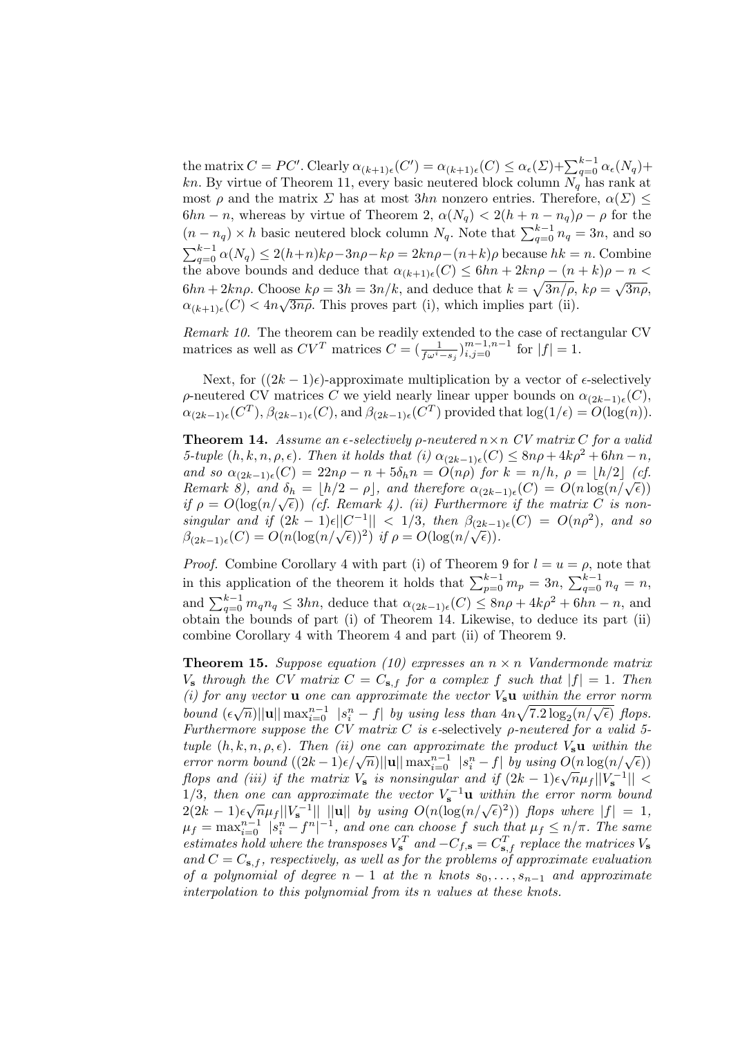the matrix $C = PC'$. Clearly $\alpha_{(k+1)\epsilon}(C') = \alpha_{(k+1)\epsilon}(C) \leq \alpha_\epsilon(\Sigma) + \sum_{q=0}^{k-1} \alpha_\epsilon(N_q) + kn$. By virtue of Theorem 11, every basic neutered block column $N_q$ has rank at most $\rho$ and the matrix $\Sigma$ has at most $3hn$ nonzero entries. Therefore, $\alpha(\Sigma) \leq 6hn - n$, whereas by virtue of Theorem 2, $\alpha(N_q) < 2(h + n - n_q)\rho - \rho$ for the $(n - n_q) \times h$ basic neutered block column $N_q$. Note that $\sum_{q=0}^{k-1} n_q = 3n$, and so $\sum_{q=0}^{k-1} \alpha(N_q) \leq 2(h+n)k\rho - 3n\rho - k\rho = 2kn\rho - (n+k)\rho$ because $hk = n$. Combine the above bounds and deduce that $\alpha_{(k+1)\epsilon}(C) \leq 6hn + 2kn\rho - (n+k)\rho - n < 6hn + 2kn\rho$. Choose $k\rho = 3h = 3n/k$, and deduce that $k = \sqrt{3n/\rho}$, $k\rho = \sqrt{3n\rho}$, $\alpha_{(k+1)\epsilon}(C) < 4n\sqrt{3n\rho}$. This proves part (i), which implies part (ii).

*Remark 10.* The theorem can be readily extended to the case of rectangular CV matrices as well as $CV^T$ matrices $C = (\frac{1}{f\omega^i - s_j})_{i,j=0}^{m-1,n-1}$ for $|f| = 1$.

Next, for $((2k-1)\epsilon)$-approximate multiplication by a vector of $\epsilon$-selectively $\rho$-neutered CV matrices $C$ we yield nearly linear upper bounds on $\alpha_{(2k-1)\epsilon}(C)$, $\alpha_{(2k-1)\epsilon}(C^T)$, $\beta_{(2k-1)\epsilon}(C)$, and $\beta_{(2k-1)\epsilon}(C^T)$ provided that $\log(1/\epsilon) = O(\log(n))$.

**Theorem 14.** *Assume an $\epsilon$-selectively $\rho$-neutered $n \times n$ CV matrix $C$ for a valid 5-tuple $(h, k, n, \rho, \epsilon)$. Then it holds that (i) $\alpha_{(2k-1)\epsilon}(C) \leq 8n\rho + 4k\rho^2 + 6hn - n$, and so $\alpha_{(2k-1)\epsilon}(C) = 22n\rho - n + 5\delta_h n = O(n\rho)$ for $k = n/h$, $\rho = \lfloor h/2 \rfloor$ (cf. Remark 8), and $\delta_h = \lfloor h/2 - \rho \rfloor$, and therefore $\alpha_{(2k-1)\epsilon}(C) = O(n \log(n/\sqrt{\epsilon}))$ if $\rho = O(\log(n/\sqrt{\epsilon}))$ (cf. Remark 4). (ii) Furthermore if the matrix $C$ is nonsingular and if $(2k-1)\epsilon||C^{-1}|| < 1/3$, then $\beta_{(2k-1)\epsilon}(C) = O(n\rho^2)$, and so $\beta_{(2k-1)\epsilon}(C) = O(n(\log(n/\sqrt{\epsilon}))^2)$ if $\rho = O(\log(n/\sqrt{\epsilon}))$.*

*Proof.* Combine Corollary 4 with part (i) of Theorem 9 for $l = u = \rho$, note that in this application of the theorem it holds that $\sum_{p=0}^{k-1} m_p = 3n$, $\sum_{q=0}^{k-1} n_q = n$, and $\sum_{q=0}^{k-1} m_q n_q \leq 3hn$, deduce that $\alpha_{(2k-1)\epsilon}(C) \leq 8n\rho + 4k\rho^2 + 6hn - n$, and obtain the bounds of part (i) of Theorem 14. Likewise, to deduce its part (ii) combine Corollary 4 with Theorem 4 and part (ii) of Theorem 9.

**Theorem 15.** *Suppose equation (10) expresses an $n \times n$ Vandermonde matrix $V_{\mathbf{s}}$ through the CV matrix $C = C_{\mathbf{s},f}$ for a complex $f$ such that $|f| = 1$. Then (i) for any vector $\mathbf{u}$ one can approximate the vector $V_{\mathbf{s}}\mathbf{u}$ within the error norm bound $(\epsilon\sqrt{n})||\mathbf{u}|| \max_{i=0}^{n-1} |s_i^n - f|$ by using less than $4n\sqrt{7.2\log_2(n/\sqrt{\epsilon})}$ flops. Furthermore suppose the CV matrix $C$ is $\epsilon$-selectively $\rho$-neutered for a valid 5-tuple $(h, k, n, \rho, \epsilon)$. Then (ii) one can approximate the product $V_{\mathbf{s}}\mathbf{u}$ within the error norm bound $((2k-1)\epsilon/\sqrt{n})||\mathbf{u}|| \max_{i=0}^{n-1} |s_i^n - f|$ by using $O(n \log(n/\sqrt{\epsilon}))$ flops and (iii) if the matrix $V_{\mathbf{s}}$ is nonsingular and if $(2k-1)\epsilon\sqrt{n}\mu_f||V_{\mathbf{s}}^{-1}|| < 1/3$, then one can approximate the vector $V_{\mathbf{s}}^{-1}\mathbf{u}$ within the error norm bound $2(2k-1)\epsilon\sqrt{n}\mu_f||V_{\mathbf{s}}^{-1}||\ ||\mathbf{u}||$ by using $O(n(\log(n/\sqrt{\epsilon})^2))$ flops where $|f| = 1$, $\mu_f = \max_{i=0}^{n-1} |s_i^n - f^n|^{-1}$, and one can choose $f$ such that $\mu_f \leq n/\pi$. The same estimates hold where the transposes $V_{\mathbf{s}}^T$ and $-C_{f,\mathbf{s}} = C_{\mathbf{s},f}^T$ replace the matrices $V_{\mathbf{s}}$ and $C = C_{\mathbf{s},f}$, respectively, as well as for the problems of approximate evaluation of a polynomial of degree $n-1$ at the $n$ knots $s_0, \ldots, s_{n-1}$ and approximate interpolation to this polynomial from its $n$ values at these knots.*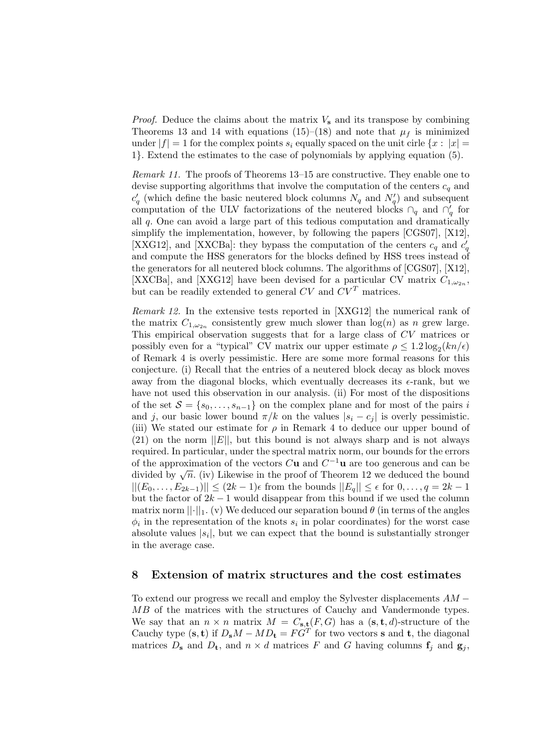*Proof.* Deduce the claims about the matrix $V_{\mathbf{s}}$ and its transpose by combining Theorems 13 and 14 with equations (15)–(18) and note that $\mu_f$ is minimized under $|f| = 1$ for the complex points $s_i$ equally spaced on the unit cirle $\{x : |x| = 1\}$. Extend the estimates to the case of polynomials by applying equation (5).

*Remark 11.* The proofs of Theorems 13–15 are constructive. They enable one to devise supporting algorithms that involve the computation of the centers $c_q$ and $c'_q$ (which define the basic neutered block columns $N_q$ and $N'_q$) and subsequent computation of the ULV factorizations of the neutered blocks $\cap_q$ and $\cap'_q$ for all $q$. One can avoid a large part of this tedious computation and dramatically simplify the implementation, however, by following the papers [CGS07], [X12], [XXG12], and [XXCBa]: they bypass the computation of the centers $c_q$ and $c'_q$ and compute the HSS generators for the blocks defined by HSS trees instead of the generators for all neutered block columns. The algorithms of [CGS07], [X12], [XXCBa], and [XXG12] have been devised for a particular CV matrix $C_{1,\omega_{2n}}$, but can be readily extended to general $CV$ and $CV^T$ matrices.

*Remark 12.* In the extensive tests reported in [XXG12] the numerical rank of the matrix $C_{1,\omega_{2n}}$ consistently grew much slower than $\log(n)$ as $n$ grew large. This empirical observation suggests that for a large class of $CV$ matrices or possibly even for a "typical" CV matrix our upper estimate $\rho \le 1.2 \log_2(kn/\epsilon)$ of Remark 4 is overly pessimistic. Here are some more formal reasons for this conjecture. (i) Recall that the entries of a neutered block decay as block moves away from the diagonal blocks, which eventually decreases its $\epsilon$-rank, but we have not used this observation in our analysis. (ii) For most of the dispositions of the set $\mathcal{S} = \{s_0, \ldots, s_{n-1}\}$ on the complex plane and for most of the pairs $i$ and $j$, our basic lower bound $\pi/k$ on the values $|s_i - c_j|$ is overly pessimistic. (iii) We stated our estimate for $\rho$ in Remark 4 to deduce our upper bound of (21) on the norm $||E||$, but this bound is not always sharp and is not always required. In particular, under the spectral matrix norm, our bounds for the errors of the approximation of the vectors $C\mathbf{u}$ and $C^{-1}\mathbf{u}$ are too generous and can be divided by $\sqrt{n}$. (iv) Likewise in the proof of Theorem 12 we deduced the bound $||(E_0, \ldots, E_{2k-1})|| \le (2k-1)\epsilon$ from the bounds $||E_q|| \le \epsilon$ for $0, \ldots, q = 2k-1$ but the factor of $2k-1$ would disappear from this bound if we used the column matrix norm $||\cdot||_1$. (v) We deduced our separation bound $\theta$ (in terms of the angles $\phi_i$ in the representation of the knots $s_i$ in polar coordinates) for the worst case absolute values $|s_i|$, but we can expect that the bound is substantially stronger in the average case.

## 8 Extension of matrix structures and the cost estimates

To extend our progress we recall and employ the Sylvester displacements $AM - MB$ of the matrices with the structures of Cauchy and Vandermonde types. We say that an $n \times n$ matrix $M = C_{\mathbf{s},\mathbf{t}}(F, G)$ has a $(\mathbf{s}, \mathbf{t}, d)$-structure of the Cauchy type $(\mathbf{s}, \mathbf{t})$ if $D_{\mathbf{s}} M - M D_{\mathbf{t}} = FG^T$ for two vectors $\mathbf{s}$ and $\mathbf{t}$, the diagonal matrices $D_{\mathbf{s}}$ and $D_{\mathbf{t}}$, and $n \times d$ matrices $F$ and $G$ having columns $\mathbf{f}_j$ and $\mathbf{g}_j$,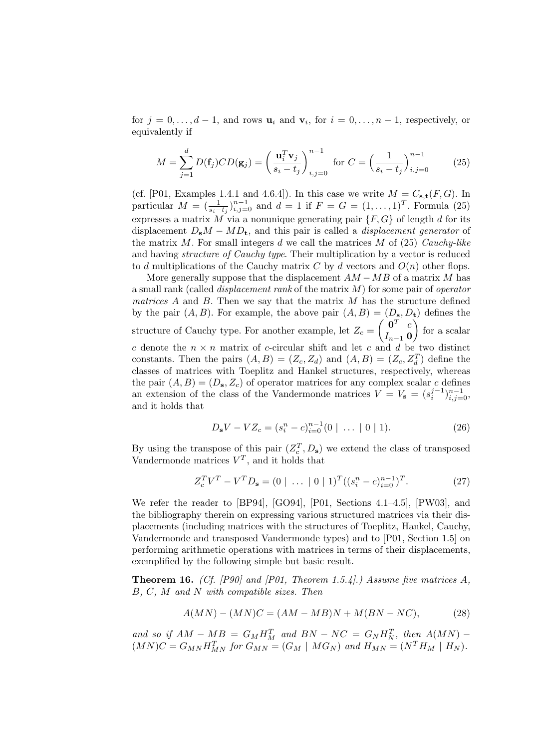for $j = 0, \ldots, d-1$, and rows $\mathbf{u}_i$ and $\mathbf{v}_i$, for $i = 0, \ldots, n-1$, respectively, or equivalently if

$$M = \sum_{j=1}^{d} D(\mathbf{f}_j) C D(\mathbf{g}_j) = \left( \frac{\mathbf{u}_i^T \mathbf{v}_j}{s_i - t_j} \right)_{i,j=0}^{n-1} \text{ for } C = \left( \frac{1}{s_i - t_j} \right)_{i,j=0}^{n-1} \tag{25}$$

(cf. [P01, Examples 1.4.1 and 4.6.4]). In this case we write $M = C_{\mathbf{s},\mathbf{t}}(F, G)$. In particular $M = (\frac{1}{s_i - t_j})_{i,j=0}^{n-1}$ and $d = 1$ if $F = G = (1, \ldots, 1)^T$. Formula (25) expresses a matrix $M$ via a nonunique generating pair $\{F, G\}$ of length $d$ for its displacement $D_{\mathbf{s}} M - M D_{\mathbf{t}}$, and this pair is called a *displacement generator* of the matrix $M$. For small integers $d$ we call the matrices $M$ of (25) *Cauchy-like* and having *structure of Cauchy type*. Their multiplication by a vector is reduced to $d$ multiplications of the Cauchy matrix $C$ by $d$ vectors and $O(n)$ other flops.

More generally suppose that the displacement $AM - MB$ of a matrix $M$ has a small rank (called *displacement rank* of the matrix $M$) for some pair of *operator matrices* $A$ and $B$. Then we say that the matrix $M$ has the structure defined by the pair $(A, B)$. For example, the above pair $(A, B) = (D_{\mathbf{s}}, D_{\mathbf{t}})$ defines the structure of Cauchy type. For another example, let $Z_c = \begin{pmatrix} \mathbf{0}^T & c \\ I_{n-1} & \mathbf{0} \end{pmatrix}$ for a scalar $c$ denote the $n \times n$ matrix of $c$-circular shift and let $c$ and $d$ be two distinct constants. Then the pairs $(A, B) = (Z_c, Z_d)$ and $(A, B) = (Z_c, Z_d^T)$ define the classes of matrices with Toeplitz and Hankel structures, respectively, whereas the pair $(A, B) = (D_{\mathbf{s}}, Z_c)$ of operator matrices for any complex scalar $c$ defines an extension of the class of the Vandermonde matrices $V = V_{\mathbf{s}} = (s_i^{j-1})_{i,j=0}^{n-1}$, and it holds that

$$D_{\mathbf{s}} V - V Z_c = (s_i^n - c)_{i=0}^{n-1} (0 \mid \ldots \mid 0 \mid 1). \tag{26}$$

By using the transpose of this pair $(Z_c^T, D_{\mathbf{s}})$ we extend the class of transposed Vandermonde matrices $V^T$, and it holds that

$$Z_c^T V^T - V^T D_{\mathbf{s}} = (0 \mid \ldots \mid 0 \mid 1)^T ((s_i^n - c)_{i=0}^{n-1})^T. \tag{27}$$

We refer the reader to [BP94], [GO94], [P01, Sections 4.1–4.5], [PW03], and the bibliography therein on expressing various structured matrices via their displacements (including matrices with the structures of Toeplitz, Hankel, Cauchy, Vandermonde and transposed Vandermonde types) and to [P01, Section 1.5] on performing arithmetic operations with matrices in terms of their displacements, exemplified by the following simple but basic result.

**Theorem 16.** *(Cf. [P90] and [P01, Theorem 1.5.4].) Assume five matrices $A$, $B$, $C$, $M$ and $N$ with compatible sizes. Then*

$$A(MN) - (MN)C = (AM - MB)N + M(BN - NC), \tag{28}$$

*and so if $AM - MB = G_M H_M^T$ and $BN - NC = G_N H_N^T$, then $A(MN) - (MN)C = G_{MN} H_{MN}^T$ for $G_{MN} = (G_M \mid M G_N)$ and $H_{MN} = (N^T H_M \mid H_N)$.*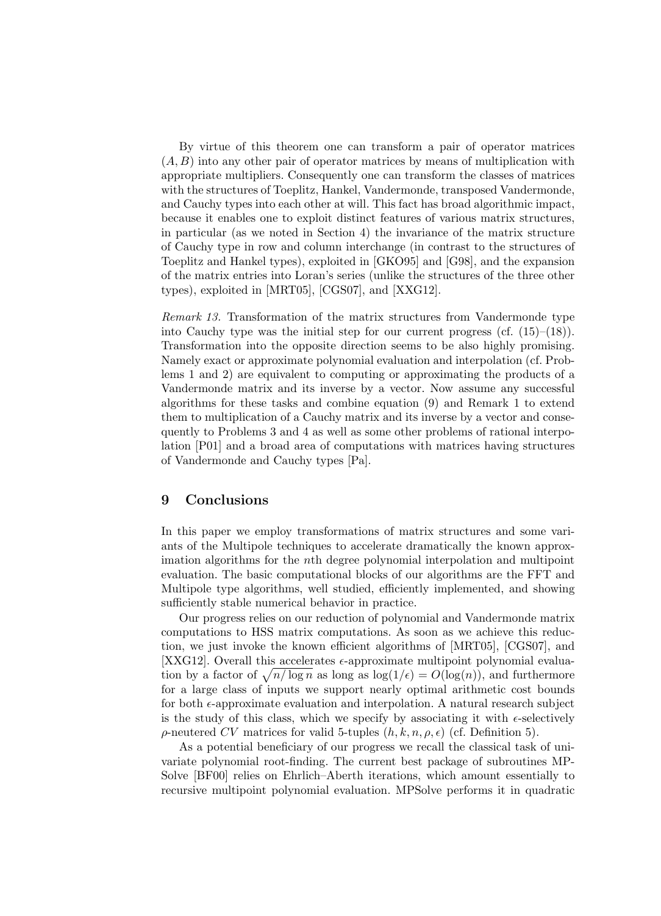By virtue of this theorem one can transform a pair of operator matrices $(A, B)$ into any other pair of operator matrices by means of multiplication with appropriate multipliers. Consequently one can transform the classes of matrices with the structures of Toeplitz, Hankel, Vandermonde, transposed Vandermonde, and Cauchy types into each other at will. This fact has broad algorithmic impact, because it enables one to exploit distinct features of various matrix structures, in particular (as we noted in Section 4) the invariance of the matrix structure of Cauchy type in row and column interchange (in contrast to the structures of Toeplitz and Hankel types), exploited in [GKO95] and [G98], and the expansion of the matrix entries into Loran's series (unlike the structures of the three other types), exploited in [MRT05], [CGS07], and [XXG12].

*Remark 13.* Transformation of the matrix structures from Vandermonde type into Cauchy type was the initial step for our current progress (cf. (15)–(18)). Transformation into the opposite direction seems to be also highly promising. Namely exact or approximate polynomial evaluation and interpolation (cf. Problems 1 and 2) are equivalent to computing or approximating the products of a Vandermonde matrix and its inverse by a vector. Now assume any successful algorithms for these tasks and combine equation (9) and Remark 1 to extend them to multiplication of a Cauchy matrix and its inverse by a vector and consequently to Problems 3 and 4 as well as some other problems of rational interpolation [P01] and a broad area of computations with matrices having structures of Vandermonde and Cauchy types [Pa].

## 9 Conclusions

In this paper we employ transformations of matrix structures and some variants of the Multipole techniques to accelerate dramatically the known approximation algorithms for the $n$th degree polynomial interpolation and multipoint evaluation. The basic computational blocks of our algorithms are the FFT and Multipole type algorithms, well studied, efficiently implemented, and showing sufficiently stable numerical behavior in practice.

Our progress relies on our reduction of polynomial and Vandermonde matrix computations to HSS matrix computations. As soon as we achieve this reduction, we just invoke the known efficient algorithms of [MRT05], [CGS07], and [XXG12]. Overall this accelerates $\epsilon$-approximate multipoint polynomial evaluation by a factor of $\sqrt{n/\log n}$ as long as $\log(1/\epsilon) = O(\log(n))$, and furthermore for a large class of inputs we support nearly optimal arithmetic cost bounds for both $\epsilon$-approximate evaluation and interpolation. A natural research subject is the study of this class, which we specify by associating it with $\epsilon$-selectively $\rho$-neutered $CV$ matrices for valid 5-tuples $(h, k, n, \rho, \epsilon)$ (cf. Definition 5).

As a potential beneficiary of our progress we recall the classical task of univariate polynomial root-finding. The current best package of subroutines MPSolve [BF00] relies on Ehrlich–Aberth iterations, which amount essentially to recursive multipoint polynomial evaluation. MPSolve performs it in quadratic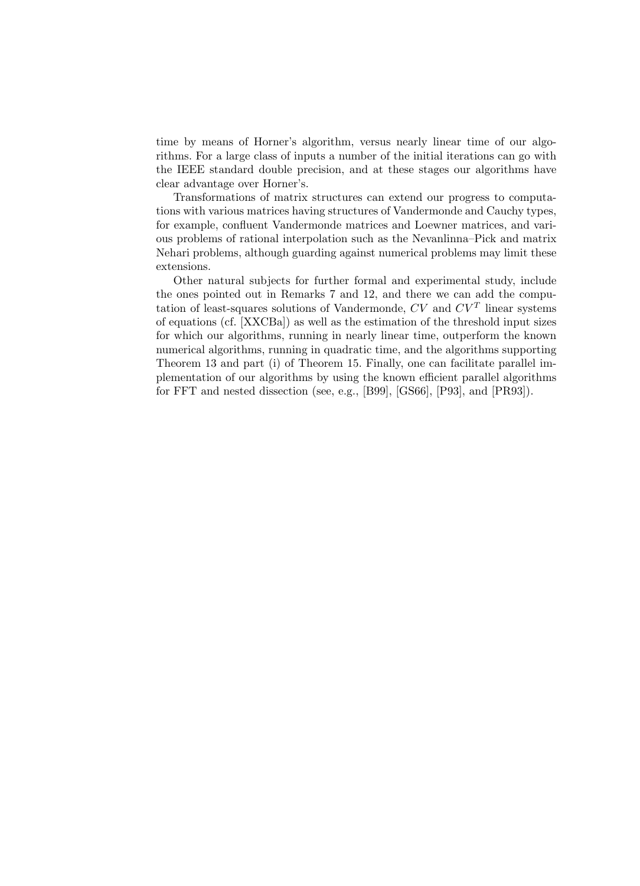time by means of Horner's algorithm, versus nearly linear time of our algorithms. For a large class of inputs a number of the initial iterations can go with the IEEE standard double precision, and at these stages our algorithms have clear advantage over Horner's.

Transformations of matrix structures can extend our progress to computations with various matrices having structures of Vandermonde and Cauchy types, for example, confluent Vandermonde matrices and Loewner matrices, and various problems of rational interpolation such as the Nevanlinna–Pick and matrix Nehari problems, although guarding against numerical problems may limit these extensions.

Other natural subjects for further formal and experimental study, include the ones pointed out in Remarks 7 and 12, and there we can add the computation of least-squares solutions of Vandermonde, $CV$ and $CV^T$ linear systems of equations (cf. [XXCBa]) as well as the estimation of the threshold input sizes for which our algorithms, running in nearly linear time, outperform the known numerical algorithms, running in quadratic time, and the algorithms supporting Theorem 13 and part (i) of Theorem 15. Finally, one can facilitate parallel implementation of our algorithms by using the known efficient parallel algorithms for FFT and nested dissection (see, e.g., [B99], [GS66], [P93], and [PR93]).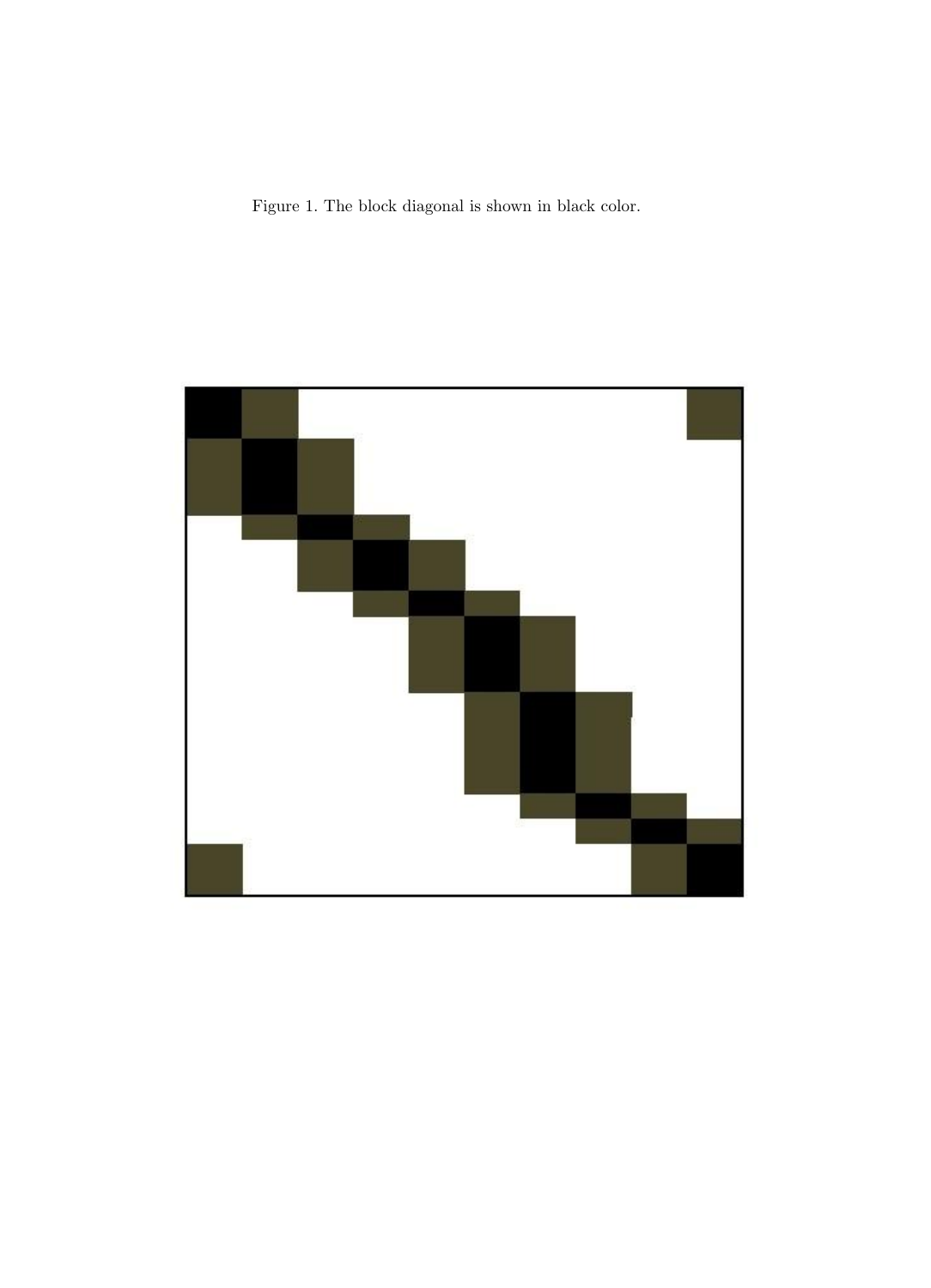Figure 1. The block diagonal is shown in black color.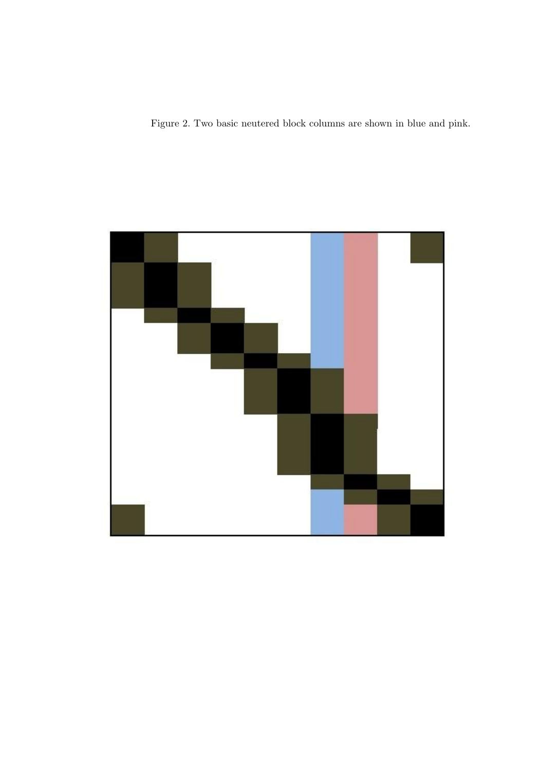Figure 2. Two basic neutered block columns are shown in blue and pink.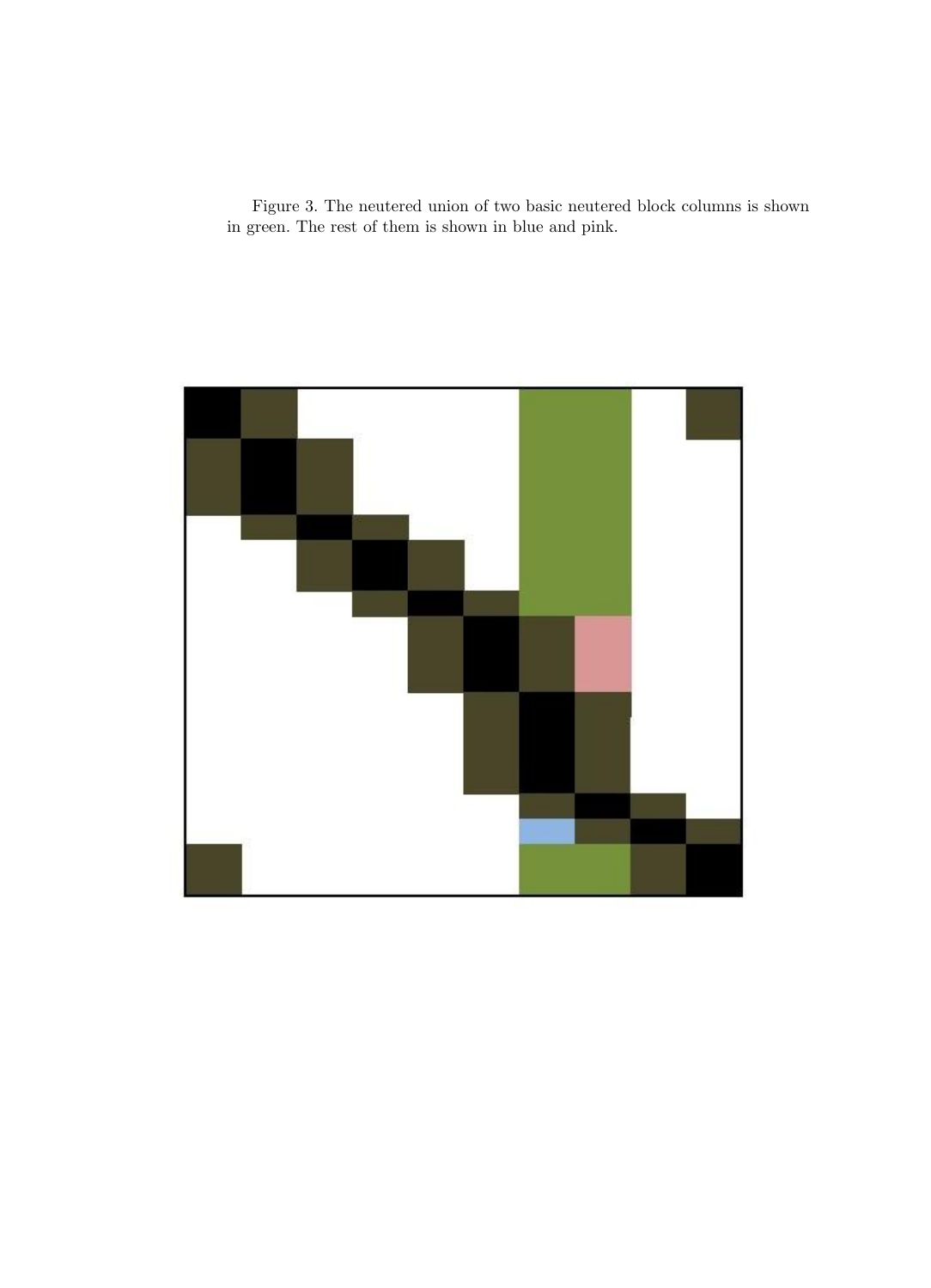Figure 3. The neutered union of two basic neutered block columns is shown in green. The rest of them is shown in blue and pink.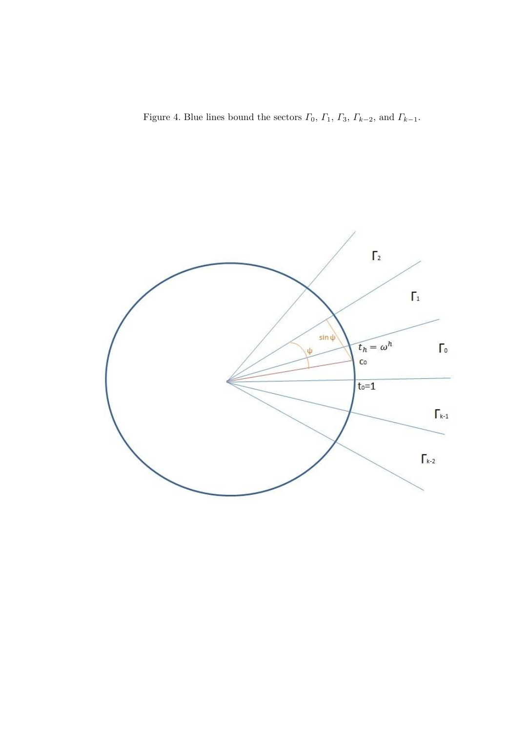Figure 4. Blue lines bound the sectors $\Gamma_0$, $\Gamma_1$, $\Gamma_3$, $\Gamma_{k-2}$, and $\Gamma_{k-1}$.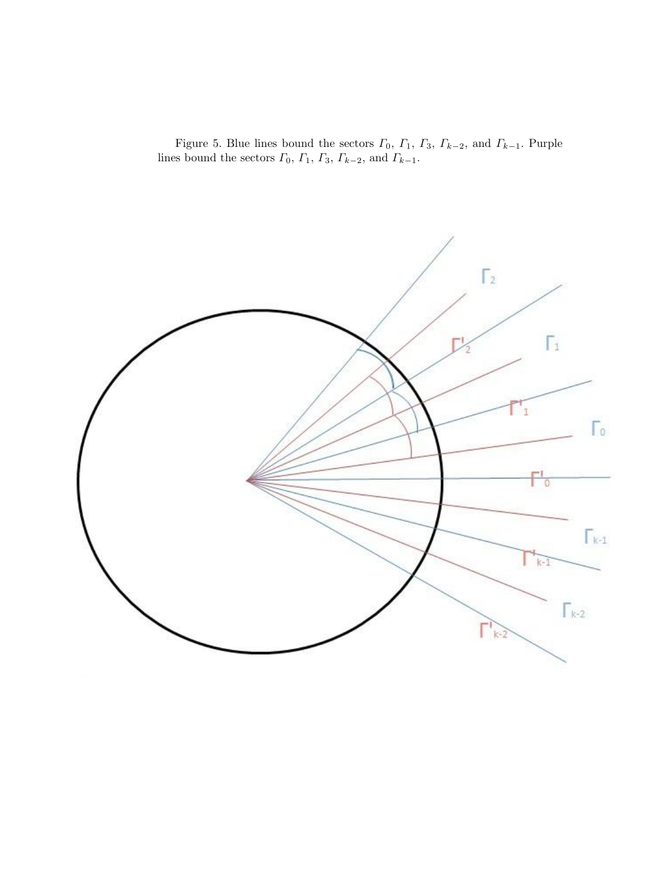Figure 5. Blue lines bound the sectors $\Gamma_0$, $\Gamma_1$, $\Gamma_3$, $\Gamma_{k-2}$, and $\Gamma_{k-1}$. Purple lines bound the sectors $\Gamma_0$, $\Gamma_1$, $\Gamma_3$, $\Gamma_{k-2}$, and $\Gamma_{k-1}$.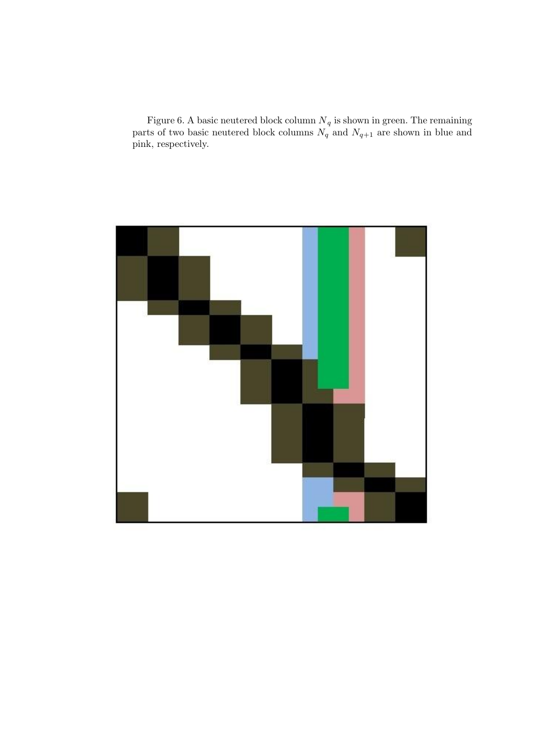Figure 6. A basic neutered block column $N_q$ is shown in green. The remaining parts of two basic neutered block columns $N_q$ and $N_{q+1}$ are shown in blue and pink, respectively.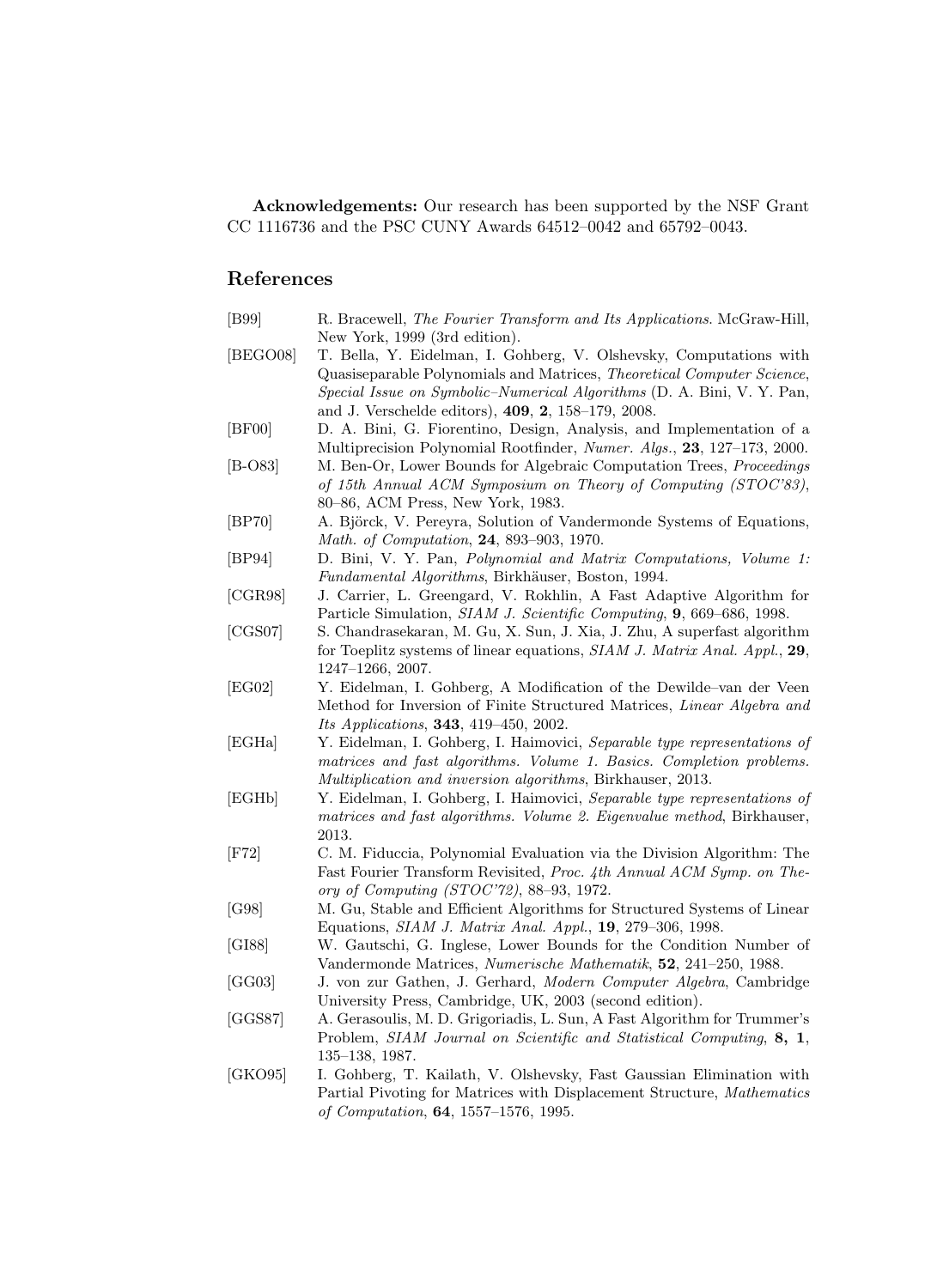**Acknowledgements:** Our research has been supported by the NSF Grant CC 1116736 and the PSC CUNY Awards 64512–0042 and 65792–0043.

## References

[B99] R. Bracewell, *The Fourier Transform and Its Applications*. McGraw-Hill, New York, 1999 (3rd edition).

[BEGO08] T. Bella, Y. Eidelman, I. Gohberg, V. Olshevsky, Computations with Quasiseparable Polynomials and Matrices, *Theoretical Computer Science, Special Issue on Symbolic–Numerical Algorithms* (D. A. Bini, V. Y. Pan, and J. Verschelde editors), **409**, **2**, 158–179, 2008.

[BF00] D. A. Bini, G. Fiorentino, Design, Analysis, and Implementation of a Multiprecision Polynomial Rootfinder, *Numer. Algs.*, **23**, 127–173, 2000.

[B-O83] M. Ben-Or, Lower Bounds for Algebraic Computation Trees, *Proceedings of 15th Annual ACM Symposium on Theory of Computing (STOC'83)*, 80–86, ACM Press, New York, 1983.

[BP70] A. Björck, V. Pereyra, Solution of Vandermonde Systems of Equations, *Math. of Computation*, **24**, 893–903, 1970.

[BP94] D. Bini, V. Y. Pan, *Polynomial and Matrix Computations, Volume 1: Fundamental Algorithms*, Birkhäuser, Boston, 1994.

[CGR98] J. Carrier, L. Greengard, V. Rokhlin, A Fast Adaptive Algorithm for Particle Simulation, *SIAM J. Scientific Computing*, **9**, 669–686, 1998.

[CGS07] S. Chandrasekaran, M. Gu, X. Sun, J. Xia, J. Zhu, A superfast algorithm for Toeplitz systems of linear equations, *SIAM J. Matrix Anal. Appl.*, **29**, 1247–1266, 2007.

[EG02] Y. Eidelman, I. Gohberg, A Modification of the Dewilde–van der Veen Method for Inversion of Finite Structured Matrices, *Linear Algebra and Its Applications*, **343**, 419–450, 2002.

[EGHa] Y. Eidelman, I. Gohberg, I. Haimovici, *Separable type representations of matrices and fast algorithms. Volume 1. Basics. Completion problems. Multiplication and inversion algorithms*, Birkhauser, 2013.

[EGHb] Y. Eidelman, I. Gohberg, I. Haimovici, *Separable type representations of matrices and fast algorithms. Volume 2. Eigenvalue method*, Birkhauser, 2013.

[F72] C. M. Fiduccia, Polynomial Evaluation via the Division Algorithm: The Fast Fourier Transform Revisited, *Proc. 4th Annual ACM Symp. on Theory of Computing (STOC'72)*, 88–93, 1972.

[G98] M. Gu, Stable and Efficient Algorithms for Structured Systems of Linear Equations, *SIAM J. Matrix Anal. Appl.*, **19**, 279–306, 1998.

[GI88] W. Gautschi, G. Inglese, Lower Bounds for the Condition Number of Vandermonde Matrices, *Numerische Mathematik*, **52**, 241–250, 1988.

[GG03] J. von zur Gathen, J. Gerhard, *Modern Computer Algebra*, Cambridge University Press, Cambridge, UK, 2003 (second edition).

[GGS87] A. Gerasoulis, M. D. Grigoriadis, L. Sun, A Fast Algorithm for Trummer's Problem, *SIAM Journal on Scientific and Statistical Computing*, **8, 1**, 135–138, 1987.

[GKO95] I. Gohberg, T. Kailath, V. Olshevsky, Fast Gaussian Elimination with Partial Pivoting for Matrices with Displacement Structure, *Mathematics of Computation*, **64**, 1557–1576, 1995.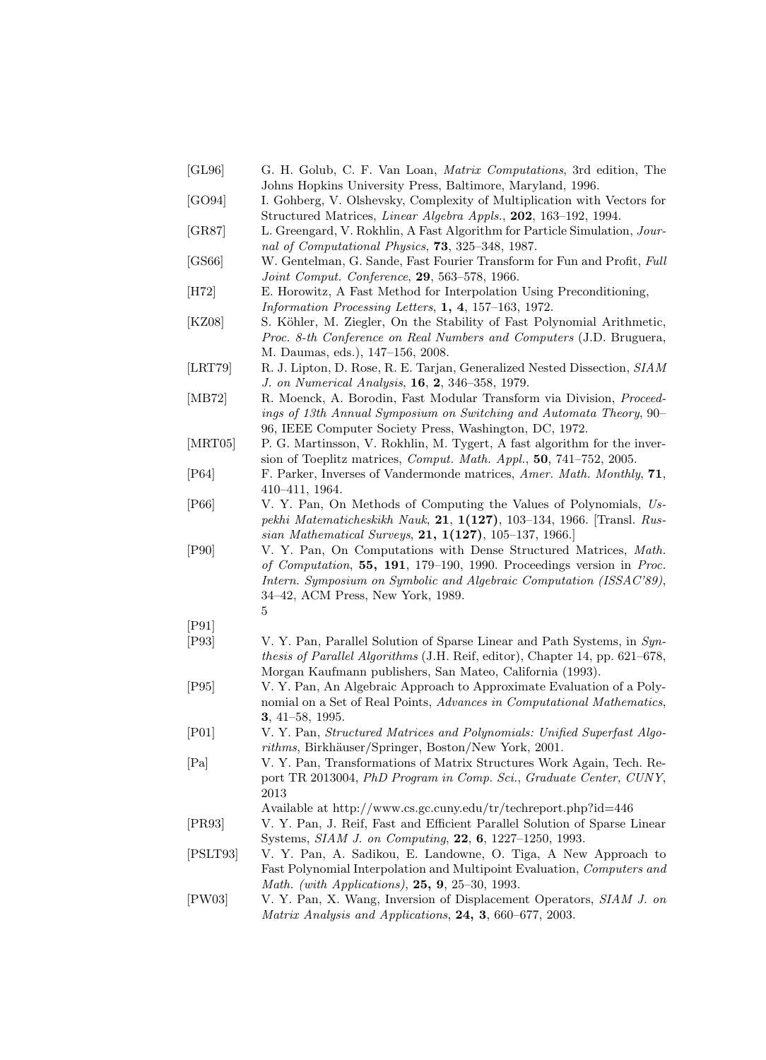[GL96] G. H. Golub, C. F. Van Loan, *Matrix Computations*, 3rd edition, The Johns Hopkins University Press, Baltimore, Maryland, 1996.

[GO94] I. Gohberg, V. Olshevsky, Complexity of Multiplication with Vectors for Structured Matrices, *Linear Algebra Appls.*, **202**, 163–192, 1994.

[GR87] L. Greengard, V. Rokhlin, A Fast Algorithm for Particle Simulation, *Journal of Computational Physics*, **73**, 325–348, 1987.

[GS66] W. Gentelman, G. Sande, Fast Fourier Transform for Fun and Profit, *Full Joint Comput. Conference*, **29**, 563–578, 1966.

[H72] E. Horowitz, A Fast Method for Interpolation Using Preconditioning, *Information Processing Letters*, **1, 4**, 157–163, 1972.

[KZ08] S. Köhler, M. Ziegler, On the Stability of Fast Polynomial Arithmetic, *Proc. 8-th Conference on Real Numbers and Computers* (J.D. Bruguera, M. Daumas, eds.), 147–156, 2008.

[LRT79] R. J. Lipton, D. Rose, R. E. Tarjan, Generalized Nested Dissection, *SIAM J. on Numerical Analysis*, **16**, **2**, 346–358, 1979.

[MB72] R. Moenck, A. Borodin, Fast Modular Transform via Division, *Proceedings of 13th Annual Symposium on Switching and Automata Theory*, 90–96, IEEE Computer Society Press, Washington, DC, 1972.

[MRT05] P. G. Martinsson, V. Rokhlin, M. Tygert, A fast algorithm for the inversion of Toeplitz matrices, *Comput. Math. Appl.*, **50**, 741–752, 2005.

[P64] F. Parker, Inverses of Vandermonde matrices, *Amer. Math. Monthly*, **71**, 410–411, 1964.

[P66] V. Y. Pan, On Methods of Computing the Values of Polynomials, *Uspekhi Matematicheskikh Nauk*, **21**, **1(127)**, 103–134, 1966. [Transl. *Russian Mathematical Surveys*, **21, 1(127)**, 105–137, 1966.]

[P90] V. Y. Pan, On Computations with Dense Structured Matrices, *Math. of Computation*, **55, 191**, 179–190, 1990. Proceedings version in *Proc. Intern. Symposium on Symbolic and Algebraic Computation (ISSAC'89)*, 34–42, ACM Press, New York, 1989.
5

[P91]

[P93] V. Y. Pan, Parallel Solution of Sparse Linear and Path Systems, in *Synthesis of Parallel Algorithms* (J.H. Reif, editor), Chapter 14, pp. 621–678, Morgan Kaufmann publishers, San Mateo, California (1993).

[P95] V. Y. Pan, An Algebraic Approach to Approximate Evaluation of a Polynomial on a Set of Real Points, *Advances in Computational Mathematics*, **3**, 41–58, 1995.

[P01] V. Y. Pan, *Structured Matrices and Polynomials: Unified Superfast Algorithms*, Birkhäuser/Springer, Boston/New York, 2001.

[Pa] V. Y. Pan, Transformations of Matrix Structures Work Again, Tech. Report TR 2013004, *PhD Program in Comp. Sci., Graduate Center, CUNY*, 2013
Available at http://www.cs.gc.cuny.edu/tr/techreport.php?id=446

[PR93] V. Y. Pan, J. Reif, Fast and Efficient Parallel Solution of Sparse Linear Systems, *SIAM J. on Computing*, **22**, **6**, 1227–1250, 1993.

[PSLT93] V. Y. Pan, A. Sadikou, E. Landowne, O. Tiga, A New Approach to Fast Polynomial Interpolation and Multipoint Evaluation, *Computers and Math. (with Applications)*, **25, 9**, 25–30, 1993.

[PW03] V. Y. Pan, X. Wang, Inversion of Displacement Operators, *SIAM J. on Matrix Analysis and Applications*, **24, 3**, 660–677, 2003.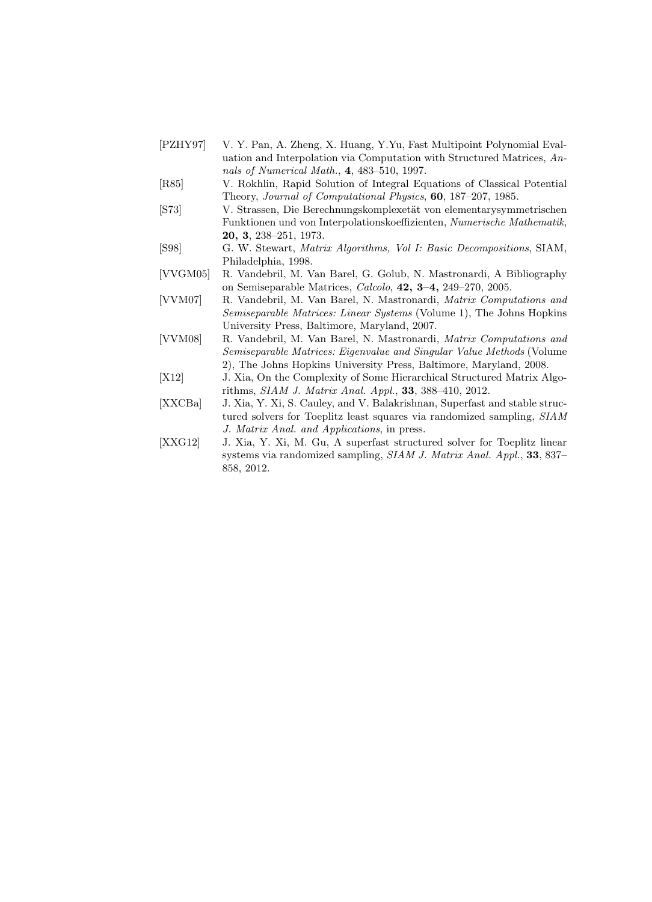[PZHY97] V. Y. Pan, A. Zheng, X. Huang, Y.Yu, Fast Multipoint Polynomial Evaluation and Interpolation via Computation with Structured Matrices, *Annals of Numerical Math.*, **4**, 483–510, 1997.

[R85] V. Rokhlin, Rapid Solution of Integral Equations of Classical Potential Theory, *Journal of Computational Physics*, **60**, 187–207, 1985.

[S73] V. Strassen, Die Berechnungskomplexetät von elementarysymmetrischen Funktionen und von Interpolationskoeffizienten, *Numerische Mathematik*, **20, 3**, 238–251, 1973.

[S98] G. W. Stewart, *Matrix Algorithms, Vol I: Basic Decompositions*, SIAM, Philadelphia, 1998.

[VVGM05] R. Vandebril, M. Van Barel, G. Golub, N. Mastronardi, A Bibliography on Semiseparable Matrices, *Calcolo*, **42, 3–4,** 249–270, 2005.

[VVM07] R. Vandebril, M. Van Barel, N. Mastronardi, *Matrix Computations and Semiseparable Matrices: Linear Systems* (Volume 1), The Johns Hopkins University Press, Baltimore, Maryland, 2007.

[VVM08] R. Vandebril, M. Van Barel, N. Mastronardi, *Matrix Computations and Semiseparable Matrices: Eigenvalue and Singular Value Methods* (Volume 2), The Johns Hopkins University Press, Baltimore, Maryland, 2008.

[X12] J. Xia, On the Complexity of Some Hierarchical Structured Matrix Algorithms, *SIAM J. Matrix Anal. Appl.*, **33**, 388–410, 2012.

[XXCBa] J. Xia, Y. Xi, S. Cauley, and V. Balakrishnan, Superfast and stable structured solvers for Toeplitz least squares via randomized sampling, *SIAM J. Matrix Anal. and Applications*, in press.

[XXG12] J. Xia, Y. Xi, M. Gu, A superfast structured solver for Toeplitz linear systems via randomized sampling, *SIAM J. Matrix Anal. Appl.*, **33**, 837–858, 2012.